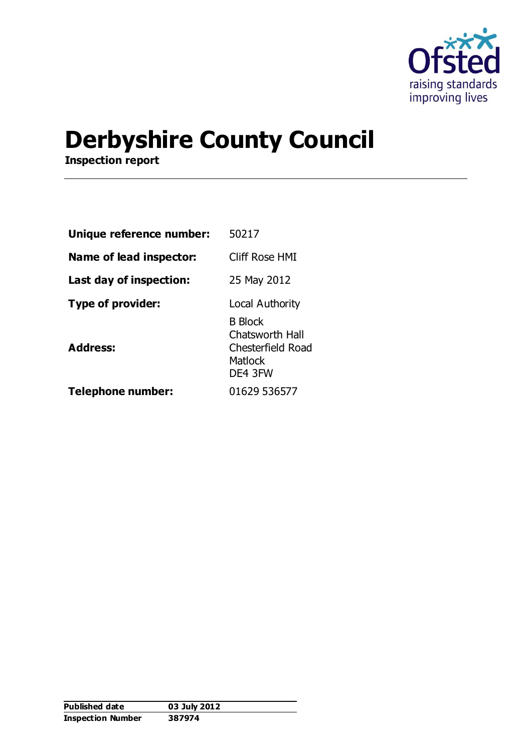# Derbyshire County Council

**Inspection report**

| | |
|---|---|
| **Unique reference number:** | 50217 |
| **Name of lead inspector:** | Cliff Rose HMI |
| **Last day of inspection:** | 25 May 2012 |
| **Type of provider:** | Local Authority |
| **Address:** | B Block<br>Chatsworth Hall<br>Chesterfield Road<br>Matlock<br>DE4 3FW |
| **Telephone number:** | 01629 536577 |

| | |
|---|---|
| **Published date** | **03 July 2012** |
| **Inspection Number** | **387974** |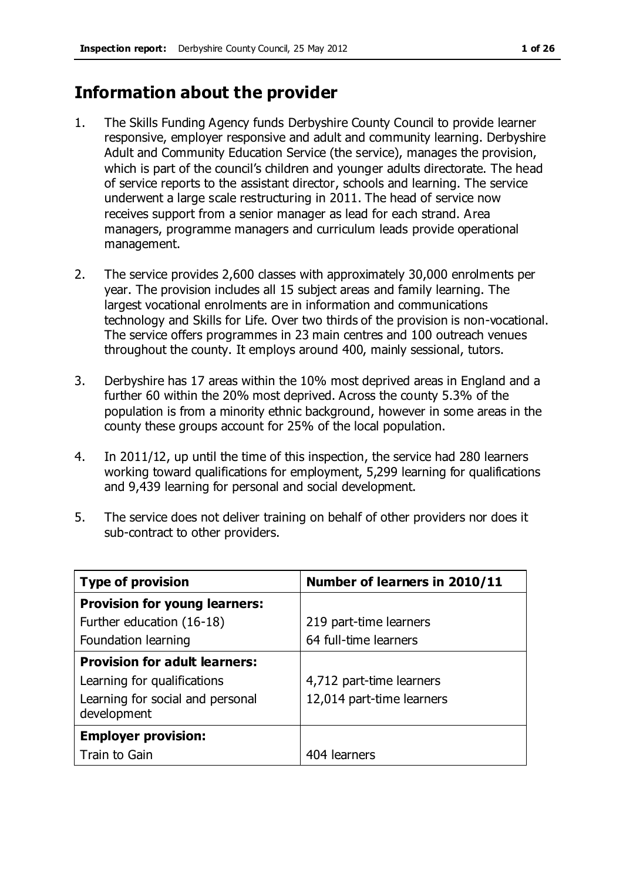## Information about the provider

1. The Skills Funding Agency funds Derbyshire County Council to provide learner responsive, employer responsive and adult and community learning. Derbyshire Adult and Community Education Service (the service), manages the provision, which is part of the council's children and younger adults directorate. The head of service reports to the assistant director, schools and learning. The service underwent a large scale restructuring in 2011. The head of service now receives support from a senior manager as lead for each strand. Area managers, programme managers and curriculum leads provide operational management.

2. The service provides 2,600 classes with approximately 30,000 enrolments per year. The provision includes all 15 subject areas and family learning. The largest vocational enrolments are in information and communications technology and Skills for Life. Over two thirds of the provision is non-vocational. The service offers programmes in 23 main centres and 100 outreach venues throughout the county. It employs around 400, mainly sessional, tutors.

3. Derbyshire has 17 areas within the 10% most deprived areas in England and a further 60 within the 20% most deprived. Across the county 5.3% of the population is from a minority ethnic background, however in some areas in the county these groups account for 25% of the local population.

4. In 2011/12, up until the time of this inspection, the service had 280 learners working toward qualifications for employment, 5,299 learning for qualifications and 9,439 learning for personal and social development.

5. The service does not deliver training on behalf of other providers nor does it sub-contract to other providers.

| Type of provision | Number of learners in 2010/11 |
|---|---|
| **Provision for young learners:** | |
| Further education (16-18) | 219 part-time learners |
| Foundation learning | 64 full-time learners |
| **Provision for adult learners:** | |
| Learning for qualifications | 4,712 part-time learners |
| Learning for social and personal development | 12,014 part-time learners |
| **Employer provision:** | |
| Train to Gain | 404 learners |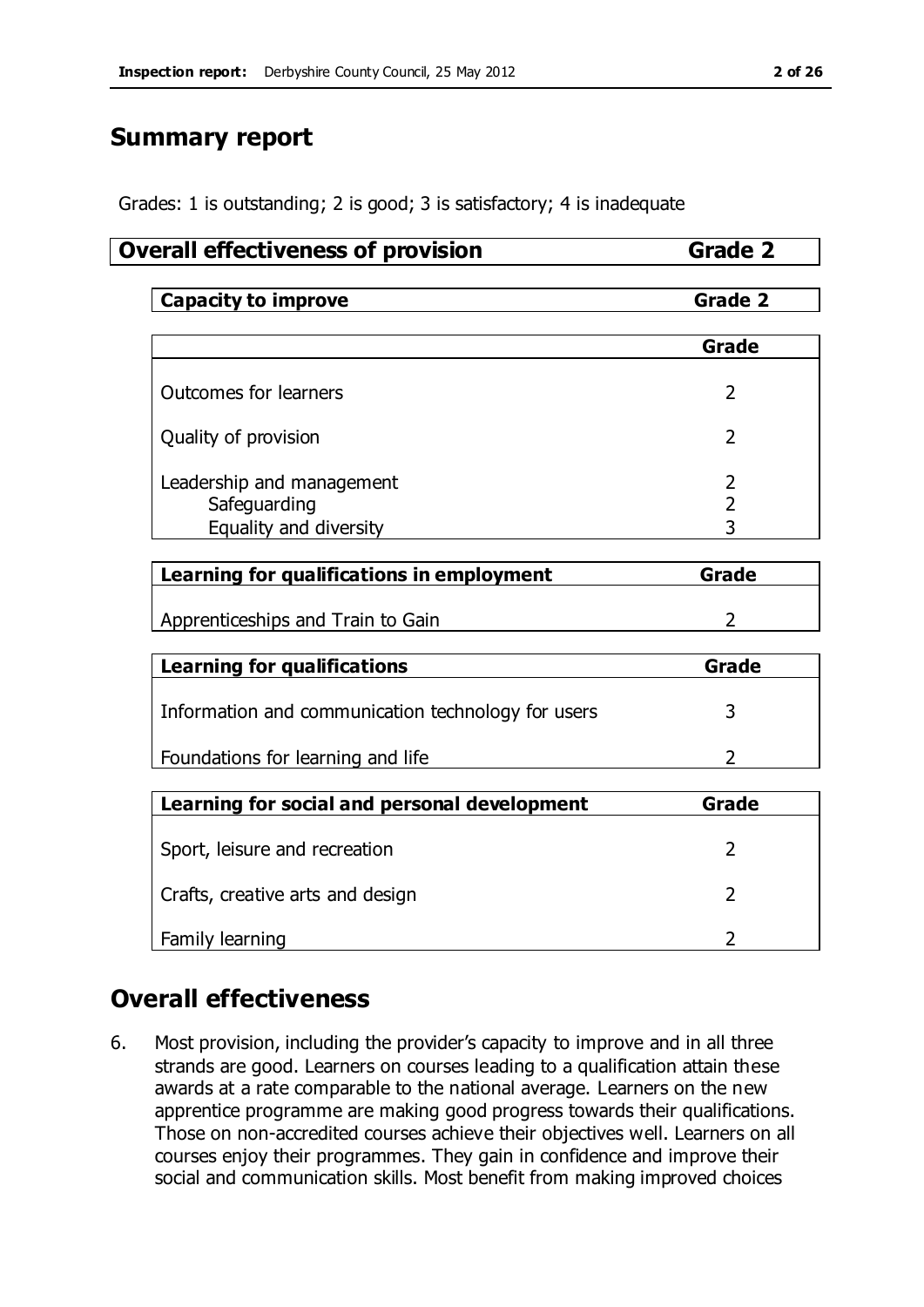## Summary report

Grades: 1 is outstanding; 2 is good; 3 is satisfactory; 4 is inadequate

| Overall effectiveness of provision | Grade 2 |
|---|---|

| Capacity to improve | Grade 2 |
|---|---|

| | Grade |
|---|---|
| Outcomes for learners | 2 |
| Quality of provision | 2 |
| Leadership and management | 2 |
| Safeguarding | 2 |
| Equality and diversity | 3 |

| Learning for qualifications in employment | Grade |
|---|---|
| Apprenticeships and Train to Gain | 2 |

| Learning for qualifications | Grade |
|---|---|
| Information and communication technology for users | 3 |
| Foundations for learning and life | 2 |

| Learning for social and personal development | Grade |
|---|---|
| Sport, leisure and recreation | 2 |
| Crafts, creative arts and design | 2 |
| Family learning | 2 |

## Overall effectiveness

6. Most provision, including the provider's capacity to improve and in all three strands are good. Learners on courses leading to a qualification attain these awards at a rate comparable to the national average. Learners on the new apprentice programme are making good progress towards their qualifications. Those on non-accredited courses achieve their objectives well. Learners on all courses enjoy their programmes. They gain in confidence and improve their social and communication skills. Most benefit from making improved choices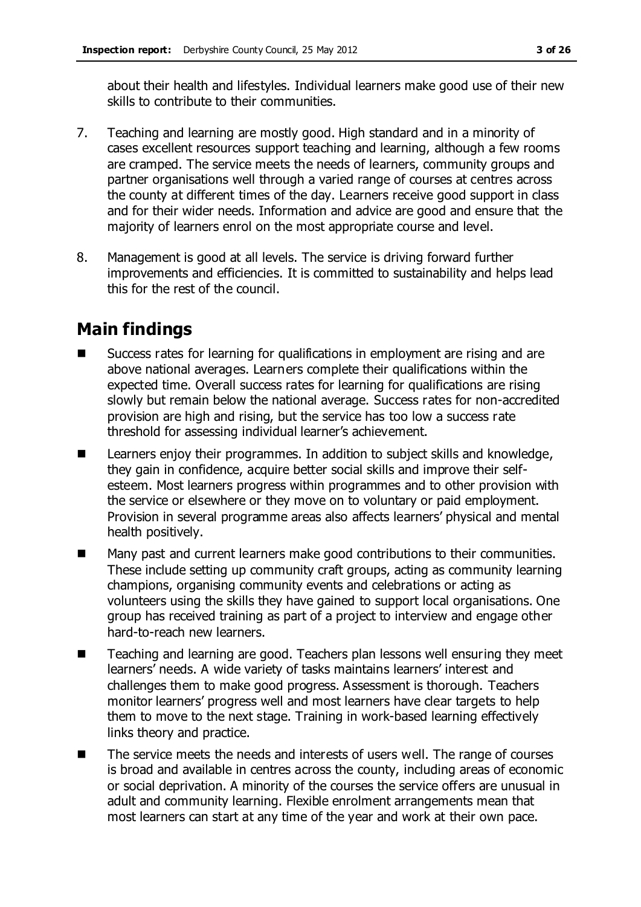about their health and lifestyles. Individual learners make good use of their new skills to contribute to their communities.

7. Teaching and learning are mostly good. High standard and in a minority of cases excellent resources support teaching and learning, although a few rooms are cramped. The service meets the needs of learners, community groups and partner organisations well through a varied range of courses at centres across the county at different times of the day. Learners receive good support in class and for their wider needs. Information and advice are good and ensure that the majority of learners enrol on the most appropriate course and level.

8. Management is good at all levels. The service is driving forward further improvements and efficiencies. It is committed to sustainability and helps lead this for the rest of the council.

## Main findings

- Success rates for learning for qualifications in employment are rising and are above national averages. Learners complete their qualifications within the expected time. Overall success rates for learning for qualifications are rising slowly but remain below the national average. Success rates for non-accredited provision are high and rising, but the service has too low a success rate threshold for assessing individual learner's achievement.
- Learners enjoy their programmes. In addition to subject skills and knowledge, they gain in confidence, acquire better social skills and improve their self-esteem. Most learners progress within programmes and to other provision with the service or elsewhere or they move on to voluntary or paid employment. Provision in several programme areas also affects learners' physical and mental health positively.
- Many past and current learners make good contributions to their communities. These include setting up community craft groups, acting as community learning champions, organising community events and celebrations or acting as volunteers using the skills they have gained to support local organisations. One group has received training as part of a project to interview and engage other hard-to-reach new learners.
- Teaching and learning are good. Teachers plan lessons well ensuring they meet learners' needs. A wide variety of tasks maintains learners' interest and challenges them to make good progress. Assessment is thorough. Teachers monitor learners' progress well and most learners have clear targets to help them to move to the next stage. Training in work-based learning effectively links theory and practice.
- The service meets the needs and interests of users well. The range of courses is broad and available in centres across the county, including areas of economic or social deprivation. A minority of the courses the service offers are unusual in adult and community learning. Flexible enrolment arrangements mean that most learners can start at any time of the year and work at their own pace.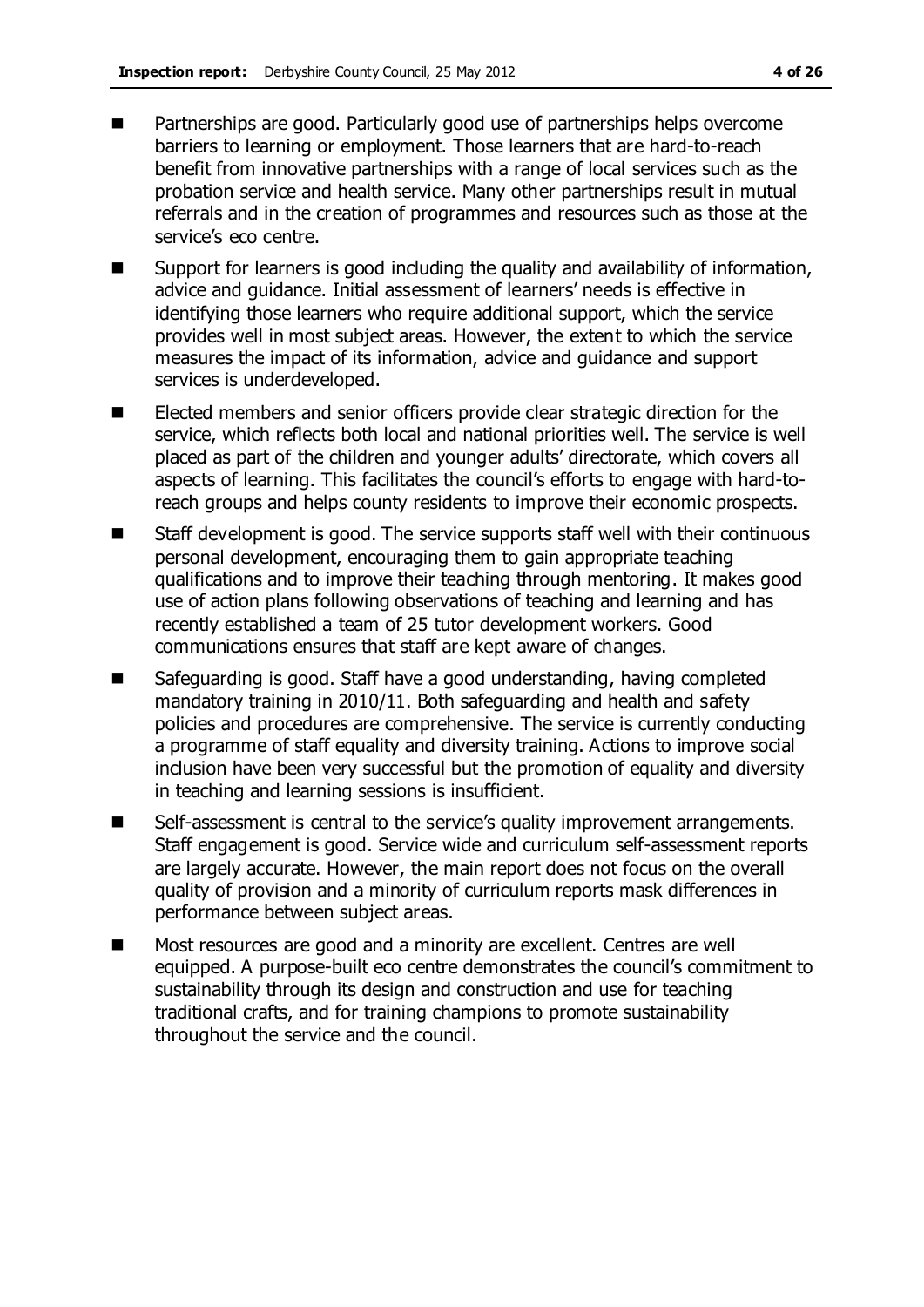- Partnerships are good. Particularly good use of partnerships helps overcome barriers to learning or employment. Those learners that are hard-to-reach benefit from innovative partnerships with a range of local services such as the probation service and health service. Many other partnerships result in mutual referrals and in the creation of programmes and resources such as those at the service's eco centre.
- Support for learners is good including the quality and availability of information, advice and guidance. Initial assessment of learners' needs is effective in identifying those learners who require additional support, which the service provides well in most subject areas. However, the extent to which the service measures the impact of its information, advice and guidance and support services is underdeveloped.
- Elected members and senior officers provide clear strategic direction for the service, which reflects both local and national priorities well. The service is well placed as part of the children and younger adults' directorate, which covers all aspects of learning. This facilitates the council's efforts to engage with hard-to-reach groups and helps county residents to improve their economic prospects.
- Staff development is good. The service supports staff well with their continuous personal development, encouraging them to gain appropriate teaching qualifications and to improve their teaching through mentoring. It makes good use of action plans following observations of teaching and learning and has recently established a team of 25 tutor development workers. Good communications ensures that staff are kept aware of changes.
- Safeguarding is good. Staff have a good understanding, having completed mandatory training in 2010/11. Both safeguarding and health and safety policies and procedures are comprehensive. The service is currently conducting a programme of staff equality and diversity training. Actions to improve social inclusion have been very successful but the promotion of equality and diversity in teaching and learning sessions is insufficient.
- Self-assessment is central to the service's quality improvement arrangements. Staff engagement is good. Service wide and curriculum self-assessment reports are largely accurate. However, the main report does not focus on the overall quality of provision and a minority of curriculum reports mask differences in performance between subject areas.
- Most resources are good and a minority are excellent. Centres are well equipped. A purpose-built eco centre demonstrates the council's commitment to sustainability through its design and construction and use for teaching traditional crafts, and for training champions to promote sustainability throughout the service and the council.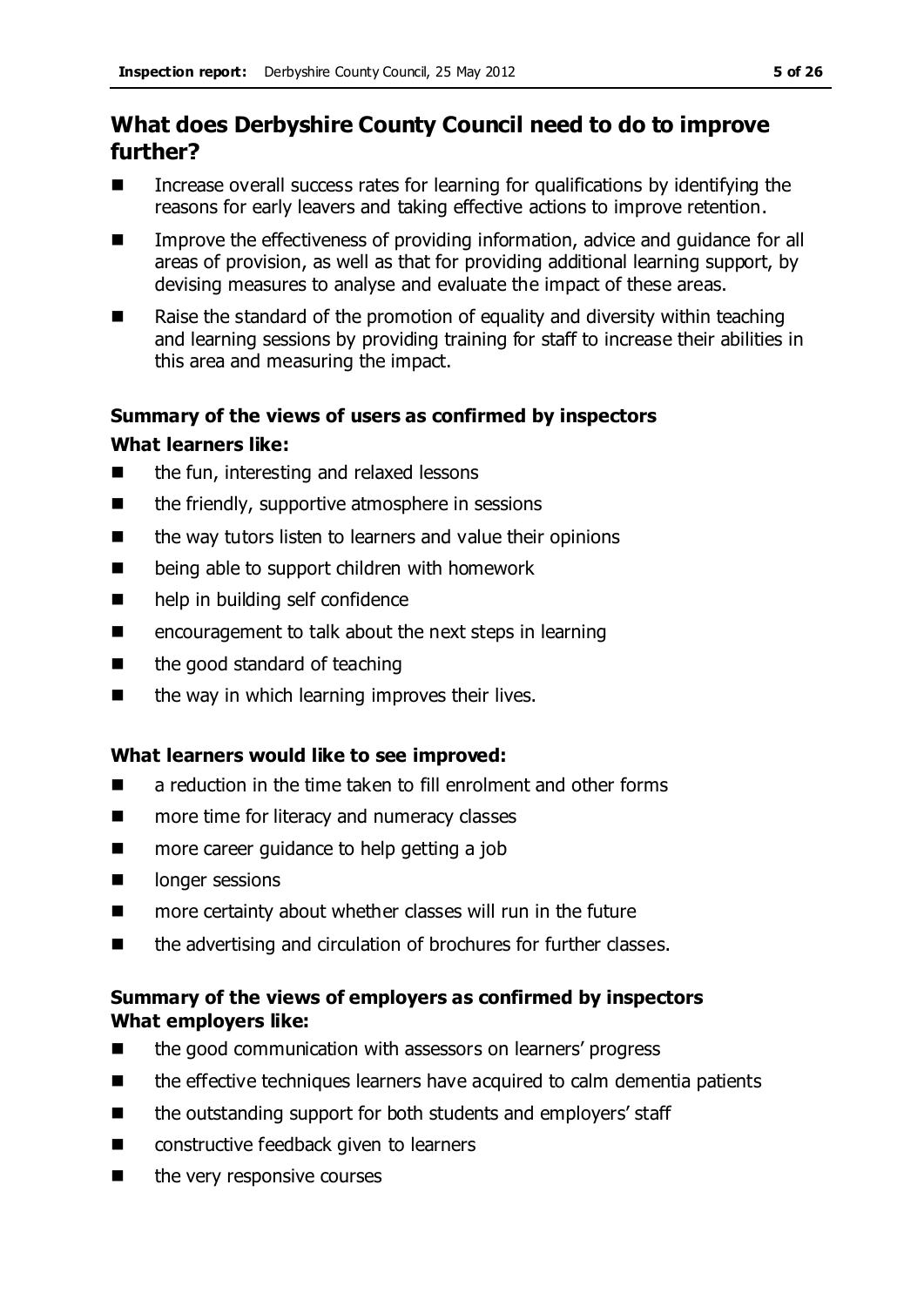## What does Derbyshire County Council need to do to improve further?

- Increase overall success rates for learning for qualifications by identifying the reasons for early leavers and taking effective actions to improve retention.
- Improve the effectiveness of providing information, advice and guidance for all areas of provision, as well as that for providing additional learning support, by devising measures to analyse and evaluate the impact of these areas.
- Raise the standard of the promotion of equality and diversity within teaching and learning sessions by providing training for staff to increase their abilities in this area and measuring the impact.

### Summary of the views of users as confirmed by inspectors

**What learners like:**

- the fun, interesting and relaxed lessons
- the friendly, supportive atmosphere in sessions
- the way tutors listen to learners and value their opinions
- being able to support children with homework
- help in building self confidence
- encouragement to talk about the next steps in learning
- the good standard of teaching
- the way in which learning improves their lives.

**What learners would like to see improved:**

- a reduction in the time taken to fill enrolment and other forms
- more time for literacy and numeracy classes
- more career guidance to help getting a job
- longer sessions
- more certainty about whether classes will run in the future
- the advertising and circulation of brochures for further classes.

### Summary of the views of employers as confirmed by inspectors

**What employers like:**

- the good communication with assessors on learners' progress
- the effective techniques learners have acquired to calm dementia patients
- the outstanding support for both students and employers' staff
- constructive feedback given to learners
- the very responsive courses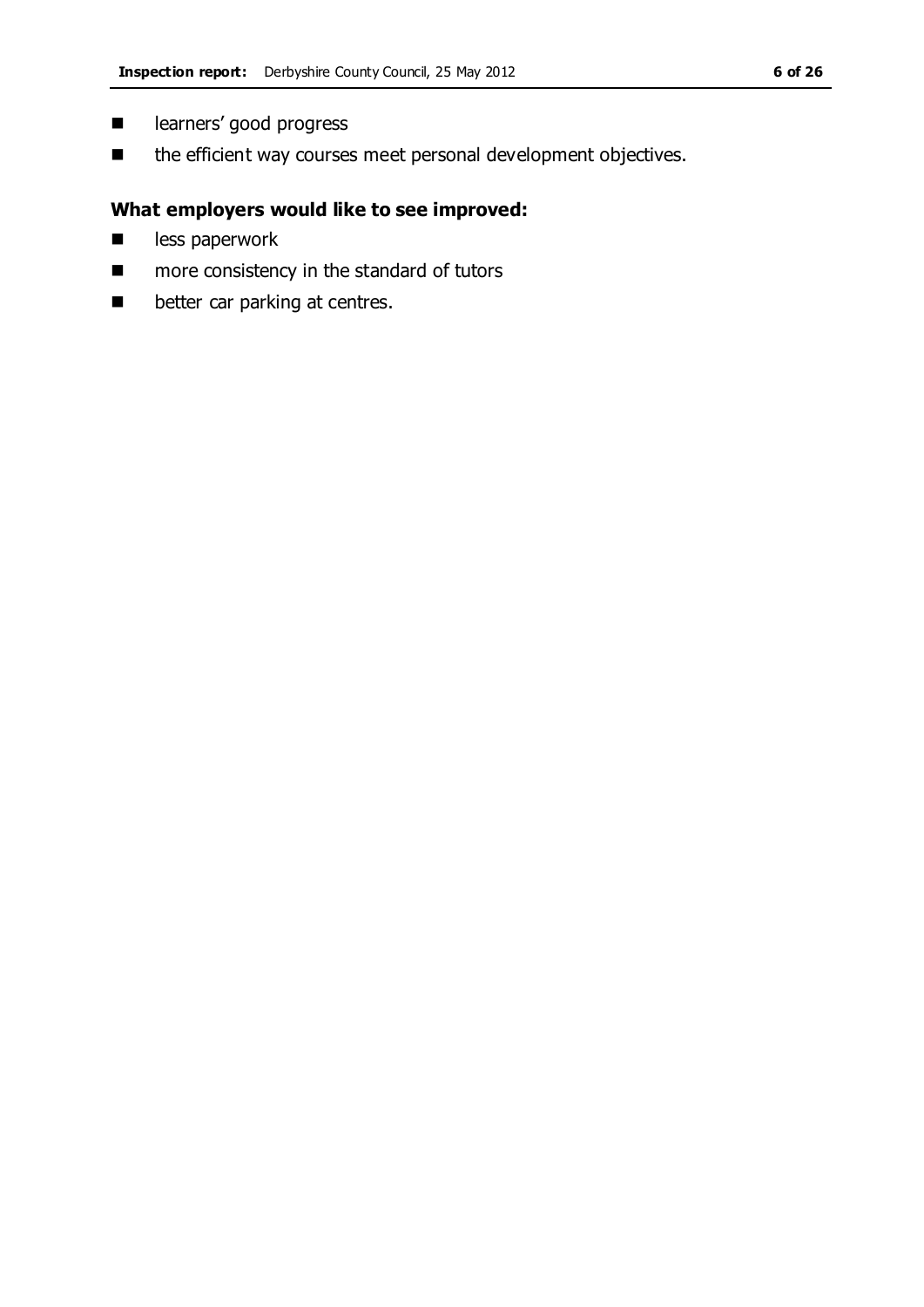- learners' good progress
- the efficient way courses meet personal development objectives.

### What employers would like to see improved:

- less paperwork
- more consistency in the standard of tutors
- better car parking at centres.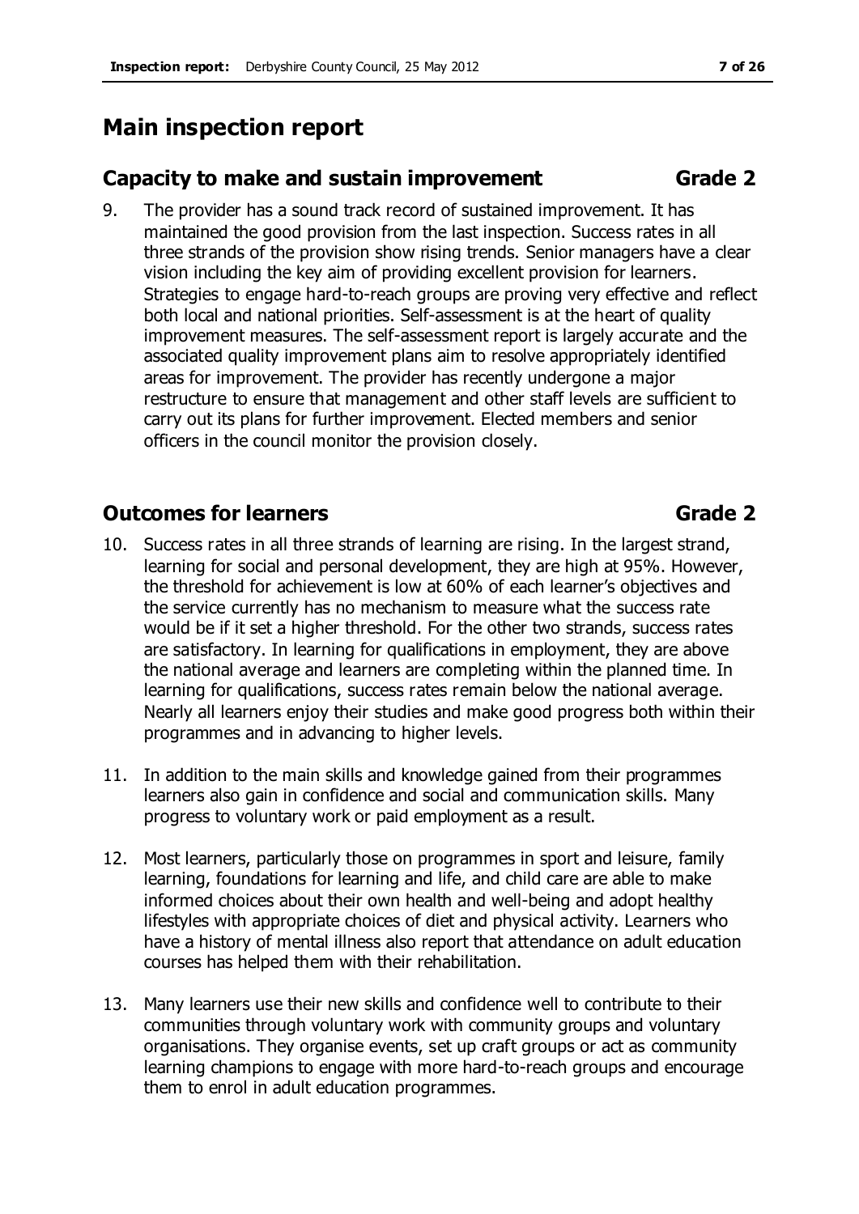# Main inspection report

## Capacity to make and sustain improvement **Grade 2**

9. The provider has a sound track record of sustained improvement. It has maintained the good provision from the last inspection. Success rates in all three strands of the provision show rising trends. Senior managers have a clear vision including the key aim of providing excellent provision for learners. Strategies to engage hard-to-reach groups are proving very effective and reflect both local and national priorities. Self-assessment is at the heart of quality improvement measures. The self-assessment report is largely accurate and the associated quality improvement plans aim to resolve appropriately identified areas for improvement. The provider has recently undergone a major restructure to ensure that management and other staff levels are sufficient to carry out its plans for further improvement. Elected members and senior officers in the council monitor the provision closely.

## Outcomes for learners **Grade 2**

10. Success rates in all three strands of learning are rising. In the largest strand, learning for social and personal development, they are high at 95%. However, the threshold for achievement is low at 60% of each learner's objectives and the service currently has no mechanism to measure what the success rate would be if it set a higher threshold. For the other two strands, success rates are satisfactory. In learning for qualifications in employment, they are above the national average and learners are completing within the planned time. In learning for qualifications, success rates remain below the national average. Nearly all learners enjoy their studies and make good progress both within their programmes and in advancing to higher levels.

11. In addition to the main skills and knowledge gained from their programmes learners also gain in confidence and social and communication skills. Many progress to voluntary work or paid employment as a result.

12. Most learners, particularly those on programmes in sport and leisure, family learning, foundations for learning and life, and child care are able to make informed choices about their own health and well-being and adopt healthy lifestyles with appropriate choices of diet and physical activity. Learners who have a history of mental illness also report that attendance on adult education courses has helped them with their rehabilitation.

13. Many learners use their new skills and confidence well to contribute to their communities through voluntary work with community groups and voluntary organisations. They organise events, set up craft groups or act as community learning champions to engage with more hard-to-reach groups and encourage them to enrol in adult education programmes.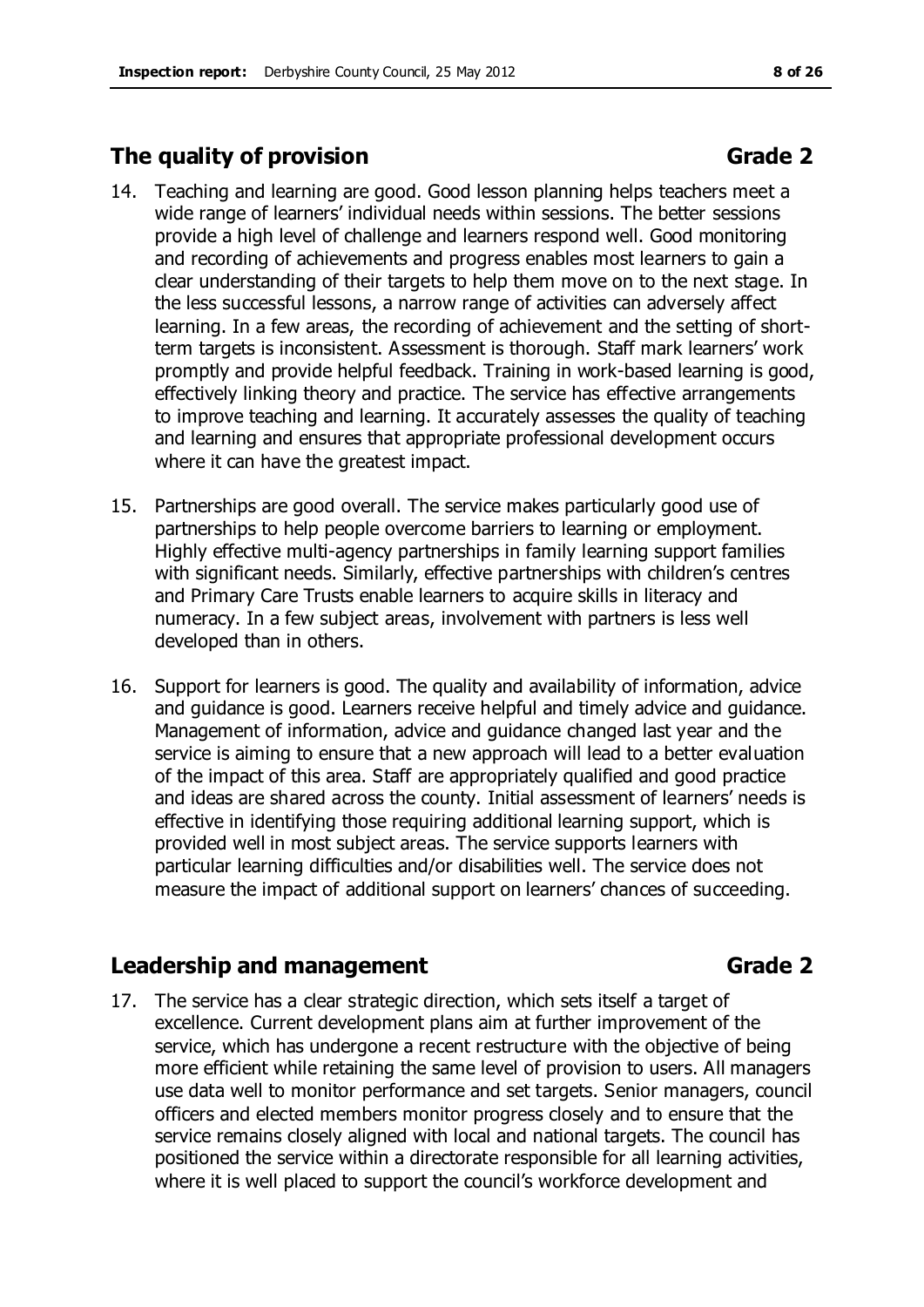## The quality of provision Grade 2

14. Teaching and learning are good. Good lesson planning helps teachers meet a wide range of learners' individual needs within sessions. The better sessions provide a high level of challenge and learners respond well. Good monitoring and recording of achievements and progress enables most learners to gain a clear understanding of their targets to help them move on to the next stage. In the less successful lessons, a narrow range of activities can adversely affect learning. In a few areas, the recording of achievement and the setting of short-term targets is inconsistent. Assessment is thorough. Staff mark learners' work promptly and provide helpful feedback. Training in work-based learning is good, effectively linking theory and practice. The service has effective arrangements to improve teaching and learning. It accurately assesses the quality of teaching and learning and ensures that appropriate professional development occurs where it can have the greatest impact.

15. Partnerships are good overall. The service makes particularly good use of partnerships to help people overcome barriers to learning or employment. Highly effective multi-agency partnerships in family learning support families with significant needs. Similarly, effective partnerships with children's centres and Primary Care Trusts enable learners to acquire skills in literacy and numeracy. In a few subject areas, involvement with partners is less well developed than in others.

16. Support for learners is good. The quality and availability of information, advice and guidance is good. Learners receive helpful and timely advice and guidance. Management of information, advice and guidance changed last year and the service is aiming to ensure that a new approach will lead to a better evaluation of the impact of this area. Staff are appropriately qualified and good practice and ideas are shared across the county. Initial assessment of learners' needs is effective in identifying those requiring additional learning support, which is provided well in most subject areas. The service supports learners with particular learning difficulties and/or disabilities well. The service does not measure the impact of additional support on learners' chances of succeeding.

## Leadership and management Grade 2

17. The service has a clear strategic direction, which sets itself a target of excellence. Current development plans aim at further improvement of the service, which has undergone a recent restructure with the objective of being more efficient while retaining the same level of provision to users. All managers use data well to monitor performance and set targets. Senior managers, council officers and elected members monitor progress closely and to ensure that the service remains closely aligned with local and national targets. The council has positioned the service within a directorate responsible for all learning activities, where it is well placed to support the council's workforce development and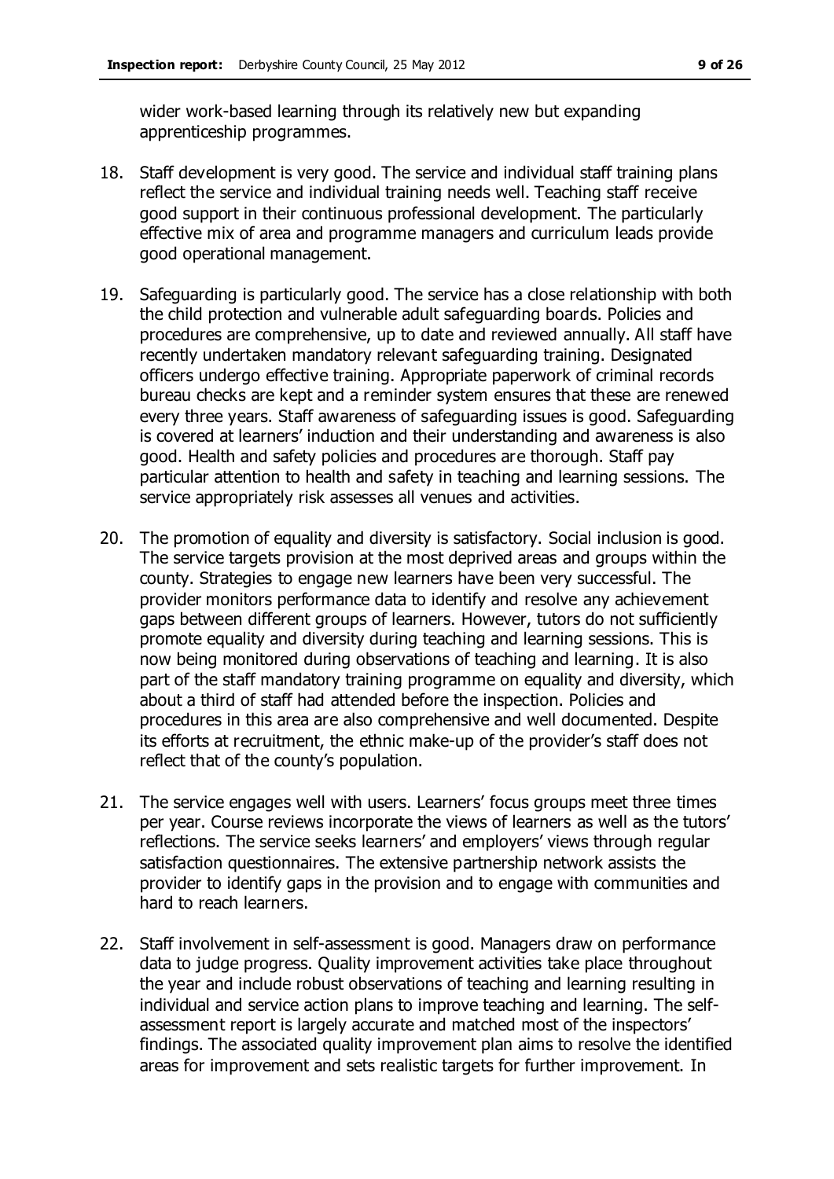wider work-based learning through its relatively new but expanding apprenticeship programmes.

18. Staff development is very good. The service and individual staff training plans reflect the service and individual training needs well. Teaching staff receive good support in their continuous professional development. The particularly effective mix of area and programme managers and curriculum leads provide good operational management.

19. Safeguarding is particularly good. The service has a close relationship with both the child protection and vulnerable adult safeguarding boards. Policies and procedures are comprehensive, up to date and reviewed annually. All staff have recently undertaken mandatory relevant safeguarding training. Designated officers undergo effective training. Appropriate paperwork of criminal records bureau checks are kept and a reminder system ensures that these are renewed every three years. Staff awareness of safeguarding issues is good. Safeguarding is covered at learners' induction and their understanding and awareness is also good. Health and safety policies and procedures are thorough. Staff pay particular attention to health and safety in teaching and learning sessions. The service appropriately risk assesses all venues and activities.

20. The promotion of equality and diversity is satisfactory. Social inclusion is good. The service targets provision at the most deprived areas and groups within the county. Strategies to engage new learners have been very successful. The provider monitors performance data to identify and resolve any achievement gaps between different groups of learners. However, tutors do not sufficiently promote equality and diversity during teaching and learning sessions. This is now being monitored during observations of teaching and learning. It is also part of the staff mandatory training programme on equality and diversity, which about a third of staff had attended before the inspection. Policies and procedures in this area are also comprehensive and well documented. Despite its efforts at recruitment, the ethnic make-up of the provider's staff does not reflect that of the county's population.

21. The service engages well with users. Learners' focus groups meet three times per year. Course reviews incorporate the views of learners as well as the tutors' reflections. The service seeks learners' and employers' views through regular satisfaction questionnaires. The extensive partnership network assists the provider to identify gaps in the provision and to engage with communities and hard to reach learners.

22. Staff involvement in self-assessment is good. Managers draw on performance data to judge progress. Quality improvement activities take place throughout the year and include robust observations of teaching and learning resulting in individual and service action plans to improve teaching and learning. The self-assessment report is largely accurate and matched most of the inspectors' findings. The associated quality improvement plan aims to resolve the identified areas for improvement and sets realistic targets for further improvement. In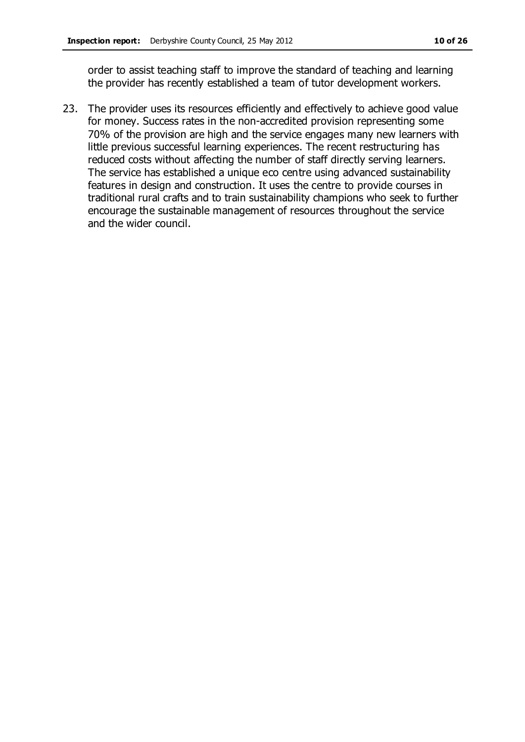order to assist teaching staff to improve the standard of teaching and learning the provider has recently established a team of tutor development workers.

23. The provider uses its resources efficiently and effectively to achieve good value for money. Success rates in the non-accredited provision representing some 70% of the provision are high and the service engages many new learners with little previous successful learning experiences. The recent restructuring has reduced costs without affecting the number of staff directly serving learners. The service has established a unique eco centre using advanced sustainability features in design and construction. It uses the centre to provide courses in traditional rural crafts and to train sustainability champions who seek to further encourage the sustainable management of resources throughout the service and the wider council.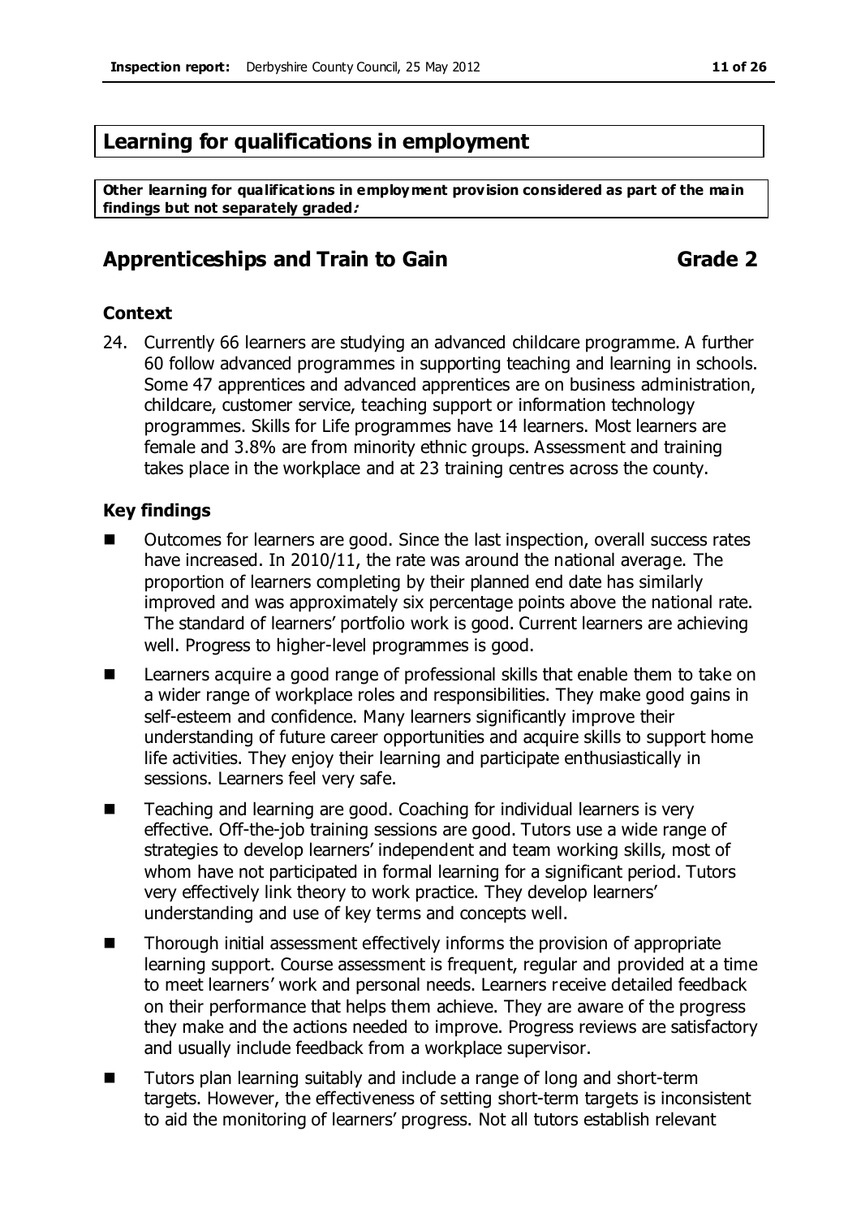## Learning for qualifications in employment

**Other learning for qualifications in employment provision considered as part of the main findings but not separately graded:**

## Apprenticeships and Train to Gain — Grade 2

### Context

24. Currently 66 learners are studying an advanced childcare programme. A further 60 follow advanced programmes in supporting teaching and learning in schools. Some 47 apprentices and advanced apprentices are on business administration, childcare, customer service, teaching support or information technology programmes. Skills for Life programmes have 14 learners. Most learners are female and 3.8% are from minority ethnic groups. Assessment and training takes place in the workplace and at 23 training centres across the county.

### Key findings

- Outcomes for learners are good. Since the last inspection, overall success rates have increased. In 2010/11, the rate was around the national average. The proportion of learners completing by their planned end date has similarly improved and was approximately six percentage points above the national rate. The standard of learners' portfolio work is good. Current learners are achieving well. Progress to higher-level programmes is good.
- Learners acquire a good range of professional skills that enable them to take on a wider range of workplace roles and responsibilities. They make good gains in self-esteem and confidence. Many learners significantly improve their understanding of future career opportunities and acquire skills to support home life activities. They enjoy their learning and participate enthusiastically in sessions. Learners feel very safe.
- Teaching and learning are good. Coaching for individual learners is very effective. Off-the-job training sessions are good. Tutors use a wide range of strategies to develop learners' independent and team working skills, most of whom have not participated in formal learning for a significant period. Tutors very effectively link theory to work practice. They develop learners' understanding and use of key terms and concepts well.
- Thorough initial assessment effectively informs the provision of appropriate learning support. Course assessment is frequent, regular and provided at a time to meet learners' work and personal needs. Learners receive detailed feedback on their performance that helps them achieve. They are aware of the progress they make and the actions needed to improve. Progress reviews are satisfactory and usually include feedback from a workplace supervisor.
- Tutors plan learning suitably and include a range of long and short-term targets. However, the effectiveness of setting short-term targets is inconsistent to aid the monitoring of learners' progress. Not all tutors establish relevant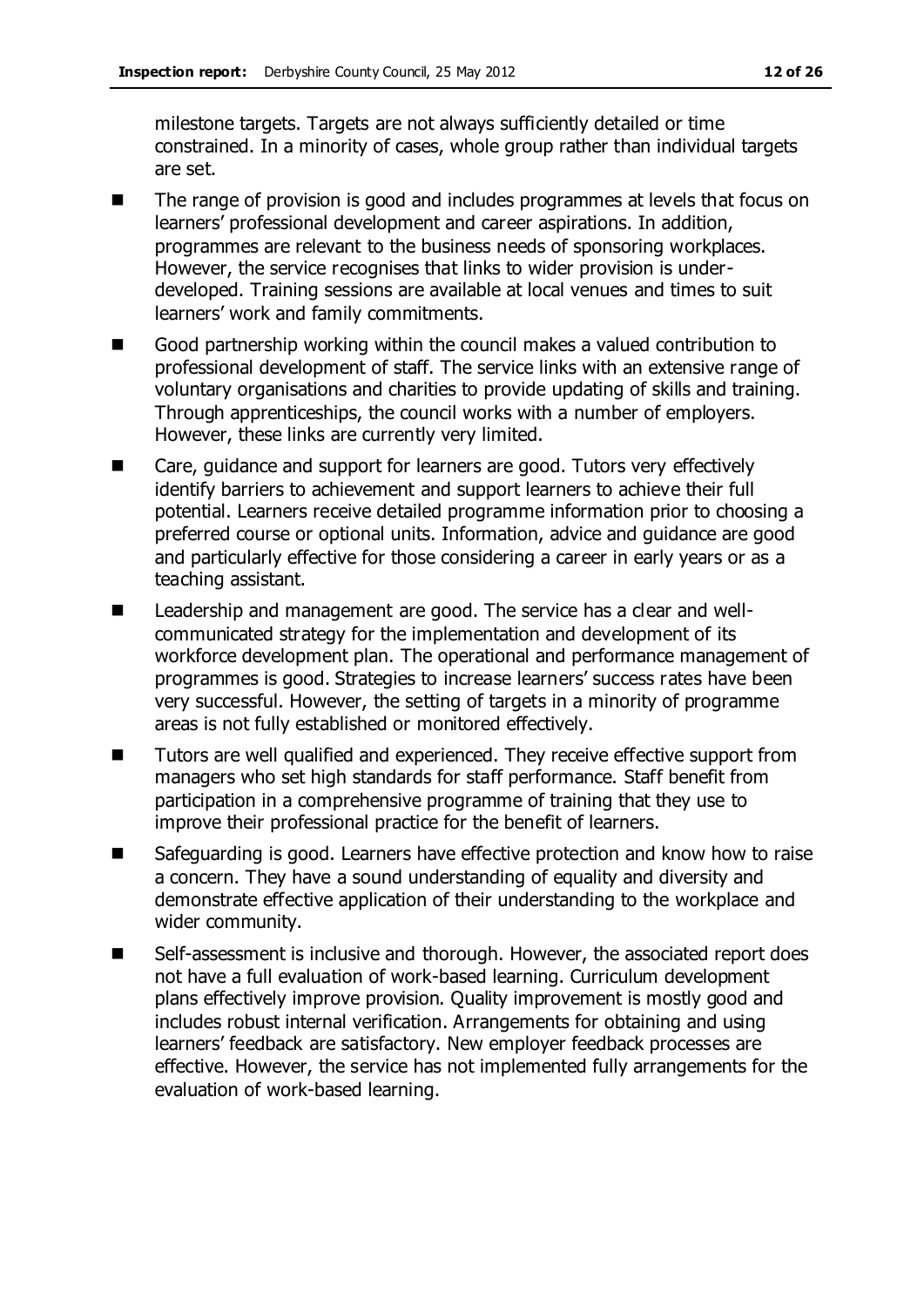milestone targets. Targets are not always sufficiently detailed or time constrained. In a minority of cases, whole group rather than individual targets are set.

- The range of provision is good and includes programmes at levels that focus on learners' professional development and career aspirations. In addition, programmes are relevant to the business needs of sponsoring workplaces. However, the service recognises that links to wider provision is under-developed. Training sessions are available at local venues and times to suit learners' work and family commitments.
- Good partnership working within the council makes a valued contribution to professional development of staff. The service links with an extensive range of voluntary organisations and charities to provide updating of skills and training. Through apprenticeships, the council works with a number of employers. However, these links are currently very limited.
- Care, guidance and support for learners are good. Tutors very effectively identify barriers to achievement and support learners to achieve their full potential. Learners receive detailed programme information prior to choosing a preferred course or optional units. Information, advice and guidance are good and particularly effective for those considering a career in early years or as a teaching assistant.
- Leadership and management are good. The service has a clear and well-communicated strategy for the implementation and development of its workforce development plan. The operational and performance management of programmes is good. Strategies to increase learners' success rates have been very successful. However, the setting of targets in a minority of programme areas is not fully established or monitored effectively.
- Tutors are well qualified and experienced. They receive effective support from managers who set high standards for staff performance. Staff benefit from participation in a comprehensive programme of training that they use to improve their professional practice for the benefit of learners.
- Safeguarding is good. Learners have effective protection and know how to raise a concern. They have a sound understanding of equality and diversity and demonstrate effective application of their understanding to the workplace and wider community.
- Self-assessment is inclusive and thorough. However, the associated report does not have a full evaluation of work-based learning. Curriculum development plans effectively improve provision. Quality improvement is mostly good and includes robust internal verification. Arrangements for obtaining and using learners' feedback are satisfactory. New employer feedback processes are effective. However, the service has not implemented fully arrangements for the evaluation of work-based learning.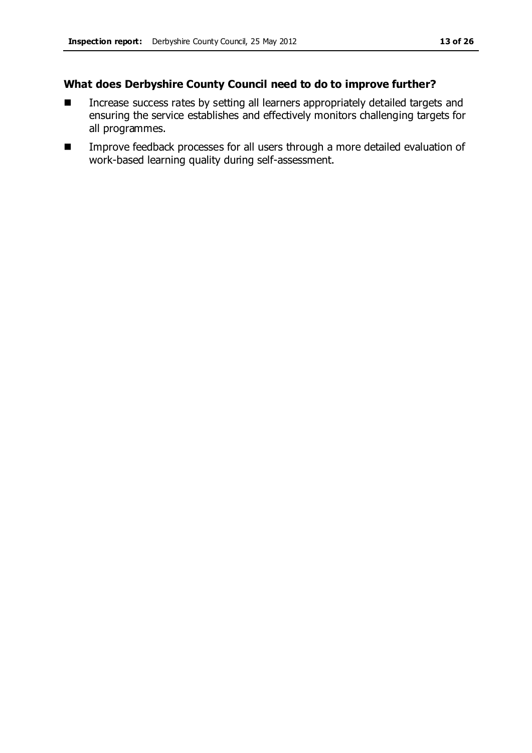### What does Derbyshire County Council need to do to improve further?

- Increase success rates by setting all learners appropriately detailed targets and ensuring the service establishes and effectively monitors challenging targets for all programmes.
- Improve feedback processes for all users through a more detailed evaluation of work-based learning quality during self-assessment.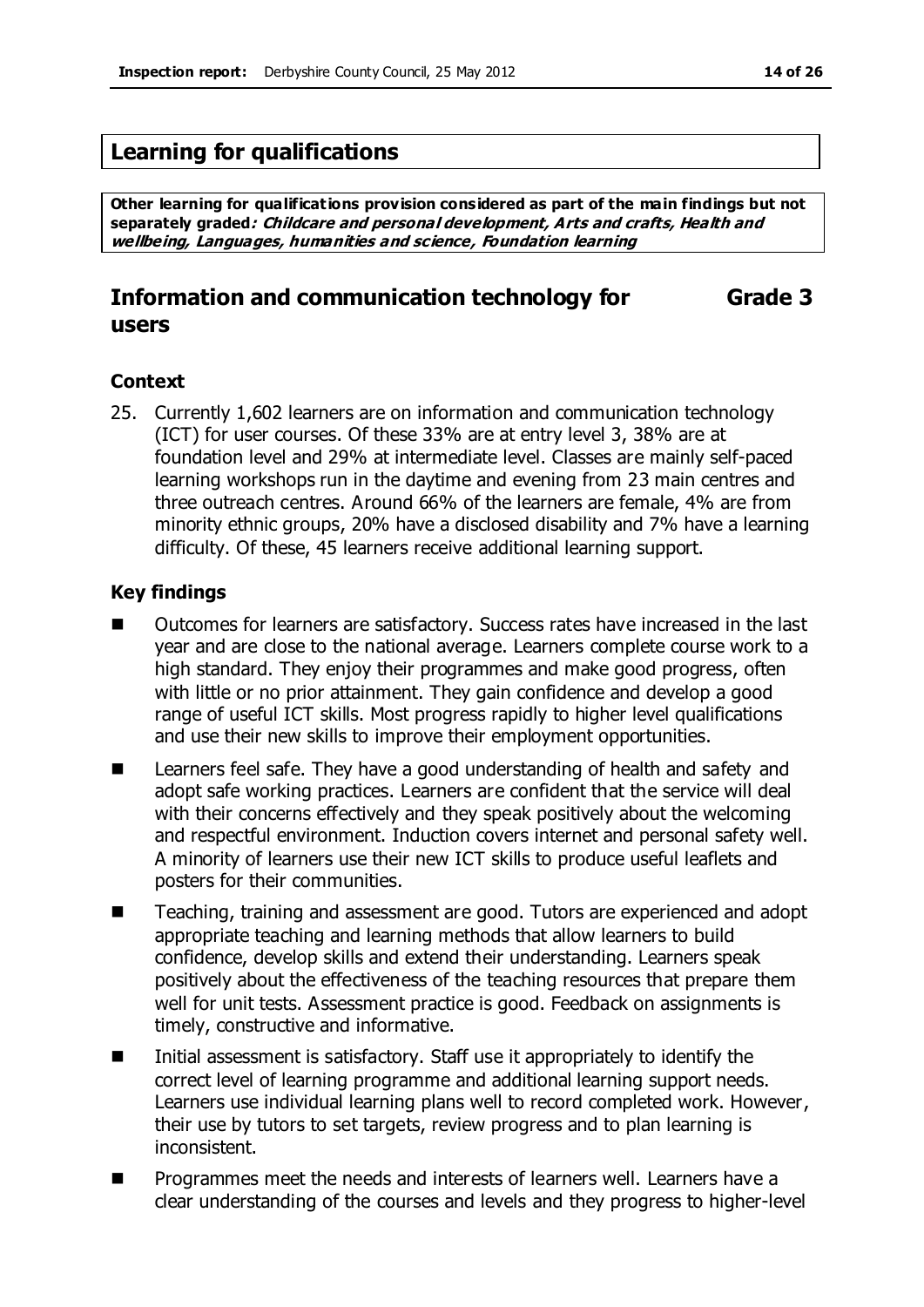## Learning for qualifications

**Other learning for qualifications provision considered as part of the main findings but not separately graded*: Childcare and personal development, Arts and crafts, Health and wellbeing, Languages, humanities and science, Foundation learning***

## Information and communication technology for users — Grade 3

### Context

25. Currently 1,602 learners are on information and communication technology (ICT) for user courses. Of these 33% are at entry level 3, 38% are at foundation level and 29% at intermediate level. Classes are mainly self-paced learning workshops run in the daytime and evening from 23 main centres and three outreach centres. Around 66% of the learners are female, 4% are from minority ethnic groups, 20% have a disclosed disability and 7% have a learning difficulty. Of these, 45 learners receive additional learning support.

### Key findings

- Outcomes for learners are satisfactory. Success rates have increased in the last year and are close to the national average. Learners complete course work to a high standard. They enjoy their programmes and make good progress, often with little or no prior attainment. They gain confidence and develop a good range of useful ICT skills. Most progress rapidly to higher level qualifications and use their new skills to improve their employment opportunities.
- Learners feel safe. They have a good understanding of health and safety and adopt safe working practices. Learners are confident that the service will deal with their concerns effectively and they speak positively about the welcoming and respectful environment. Induction covers internet and personal safety well. A minority of learners use their new ICT skills to produce useful leaflets and posters for their communities.
- Teaching, training and assessment are good. Tutors are experienced and adopt appropriate teaching and learning methods that allow learners to build confidence, develop skills and extend their understanding. Learners speak positively about the effectiveness of the teaching resources that prepare them well for unit tests. Assessment practice is good. Feedback on assignments is timely, constructive and informative.
- Initial assessment is satisfactory. Staff use it appropriately to identify the correct level of learning programme and additional learning support needs. Learners use individual learning plans well to record completed work. However, their use by tutors to set targets, review progress and to plan learning is inconsistent.
- Programmes meet the needs and interests of learners well. Learners have a clear understanding of the courses and levels and they progress to higher-level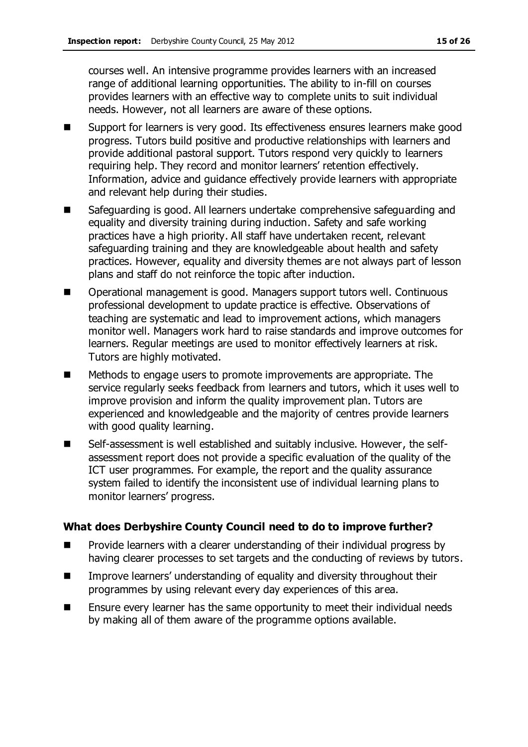courses well. An intensive programme provides learners with an increased range of additional learning opportunities. The ability to in-fill on courses provides learners with an effective way to complete units to suit individual needs. However, not all learners are aware of these options.

- Support for learners is very good. Its effectiveness ensures learners make good progress. Tutors build positive and productive relationships with learners and provide additional pastoral support. Tutors respond very quickly to learners requiring help. They record and monitor learners' retention effectively. Information, advice and guidance effectively provide learners with appropriate and relevant help during their studies.
- Safeguarding is good. All learners undertake comprehensive safeguarding and equality and diversity training during induction. Safety and safe working practices have a high priority. All staff have undertaken recent, relevant safeguarding training and they are knowledgeable about health and safety practices. However, equality and diversity themes are not always part of lesson plans and staff do not reinforce the topic after induction.
- Operational management is good. Managers support tutors well. Continuous professional development to update practice is effective. Observations of teaching are systematic and lead to improvement actions, which managers monitor well. Managers work hard to raise standards and improve outcomes for learners. Regular meetings are used to monitor effectively learners at risk. Tutors are highly motivated.
- Methods to engage users to promote improvements are appropriate. The service regularly seeks feedback from learners and tutors, which it uses well to improve provision and inform the quality improvement plan. Tutors are experienced and knowledgeable and the majority of centres provide learners with good quality learning.
- Self-assessment is well established and suitably inclusive. However, the self-assessment report does not provide a specific evaluation of the quality of the ICT user programmes. For example, the report and the quality assurance system failed to identify the inconsistent use of individual learning plans to monitor learners' progress.

### What does Derbyshire County Council need to do to improve further?

- Provide learners with a clearer understanding of their individual progress by having clearer processes to set targets and the conducting of reviews by tutors.
- Improve learners' understanding of equality and diversity throughout their programmes by using relevant every day experiences of this area.
- Ensure every learner has the same opportunity to meet their individual needs by making all of them aware of the programme options available.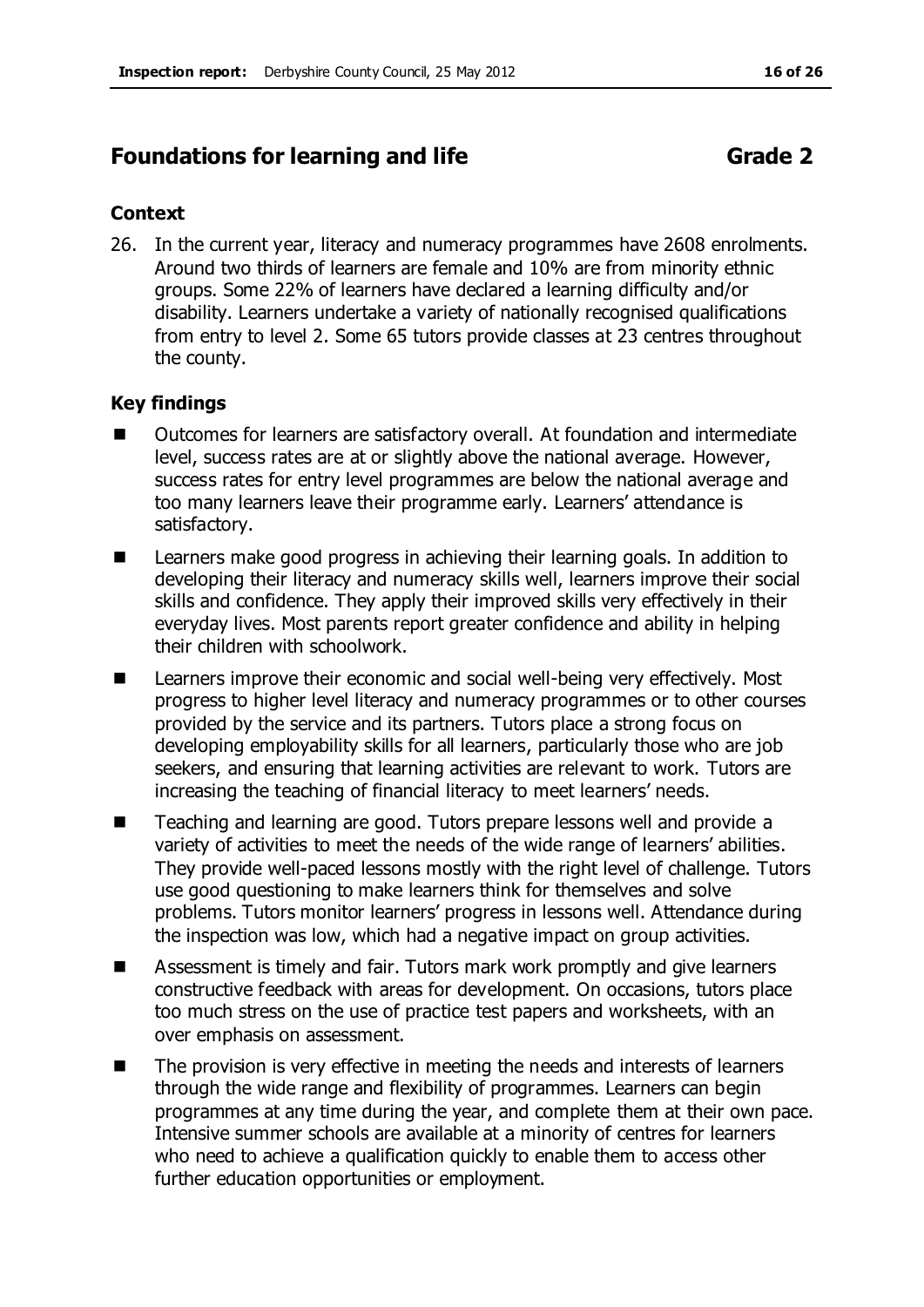## Foundations for learning and life **Grade 2**

### Context

26. In the current year, literacy and numeracy programmes have 2608 enrolments. Around two thirds of learners are female and 10% are from minority ethnic groups. Some 22% of learners have declared a learning difficulty and/or disability. Learners undertake a variety of nationally recognised qualifications from entry to level 2. Some 65 tutors provide classes at 23 centres throughout the county.

### Key findings

- Outcomes for learners are satisfactory overall. At foundation and intermediate level, success rates are at or slightly above the national average. However, success rates for entry level programmes are below the national average and too many learners leave their programme early. Learners' attendance is satisfactory.
- Learners make good progress in achieving their learning goals. In addition to developing their literacy and numeracy skills well, learners improve their social skills and confidence. They apply their improved skills very effectively in their everyday lives. Most parents report greater confidence and ability in helping their children with schoolwork.
- Learners improve their economic and social well-being very effectively. Most progress to higher level literacy and numeracy programmes or to other courses provided by the service and its partners. Tutors place a strong focus on developing employability skills for all learners, particularly those who are job seekers, and ensuring that learning activities are relevant to work. Tutors are increasing the teaching of financial literacy to meet learners' needs.
- Teaching and learning are good. Tutors prepare lessons well and provide a variety of activities to meet the needs of the wide range of learners' abilities. They provide well-paced lessons mostly with the right level of challenge. Tutors use good questioning to make learners think for themselves and solve problems. Tutors monitor learners' progress in lessons well. Attendance during the inspection was low, which had a negative impact on group activities.
- Assessment is timely and fair. Tutors mark work promptly and give learners constructive feedback with areas for development. On occasions, tutors place too much stress on the use of practice test papers and worksheets, with an over emphasis on assessment.
- The provision is very effective in meeting the needs and interests of learners through the wide range and flexibility of programmes. Learners can begin programmes at any time during the year, and complete them at their own pace. Intensive summer schools are available at a minority of centres for learners who need to achieve a qualification quickly to enable them to access other further education opportunities or employment.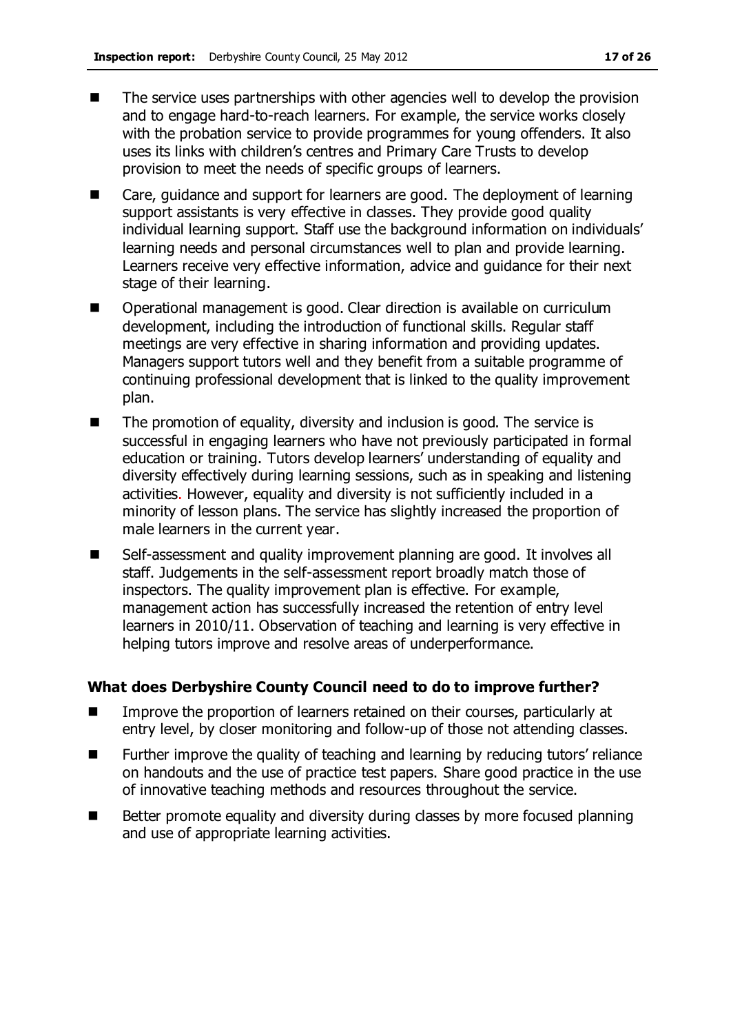- The service uses partnerships with other agencies well to develop the provision and to engage hard-to-reach learners. For example, the service works closely with the probation service to provide programmes for young offenders. It also uses its links with children's centres and Primary Care Trusts to develop provision to meet the needs of specific groups of learners.
- Care, guidance and support for learners are good. The deployment of learning support assistants is very effective in classes. They provide good quality individual learning support. Staff use the background information on individuals' learning needs and personal circumstances well to plan and provide learning. Learners receive very effective information, advice and guidance for their next stage of their learning.
- Operational management is good. Clear direction is available on curriculum development, including the introduction of functional skills. Regular staff meetings are very effective in sharing information and providing updates. Managers support tutors well and they benefit from a suitable programme of continuing professional development that is linked to the quality improvement plan.
- The promotion of equality, diversity and inclusion is good. The service is successful in engaging learners who have not previously participated in formal education or training. Tutors develop learners' understanding of equality and diversity effectively during learning sessions, such as in speaking and listening activities. However, equality and diversity is not sufficiently included in a minority of lesson plans. The service has slightly increased the proportion of male learners in the current year.
- Self-assessment and quality improvement planning are good. It involves all staff. Judgements in the self-assessment report broadly match those of inspectors. The quality improvement plan is effective. For example, management action has successfully increased the retention of entry level learners in 2010/11. Observation of teaching and learning is very effective in helping tutors improve and resolve areas of underperformance.

### What does Derbyshire County Council need to do to improve further?

- Improve the proportion of learners retained on their courses, particularly at entry level, by closer monitoring and follow-up of those not attending classes.
- Further improve the quality of teaching and learning by reducing tutors' reliance on handouts and the use of practice test papers. Share good practice in the use of innovative teaching methods and resources throughout the service.
- Better promote equality and diversity during classes by more focused planning and use of appropriate learning activities.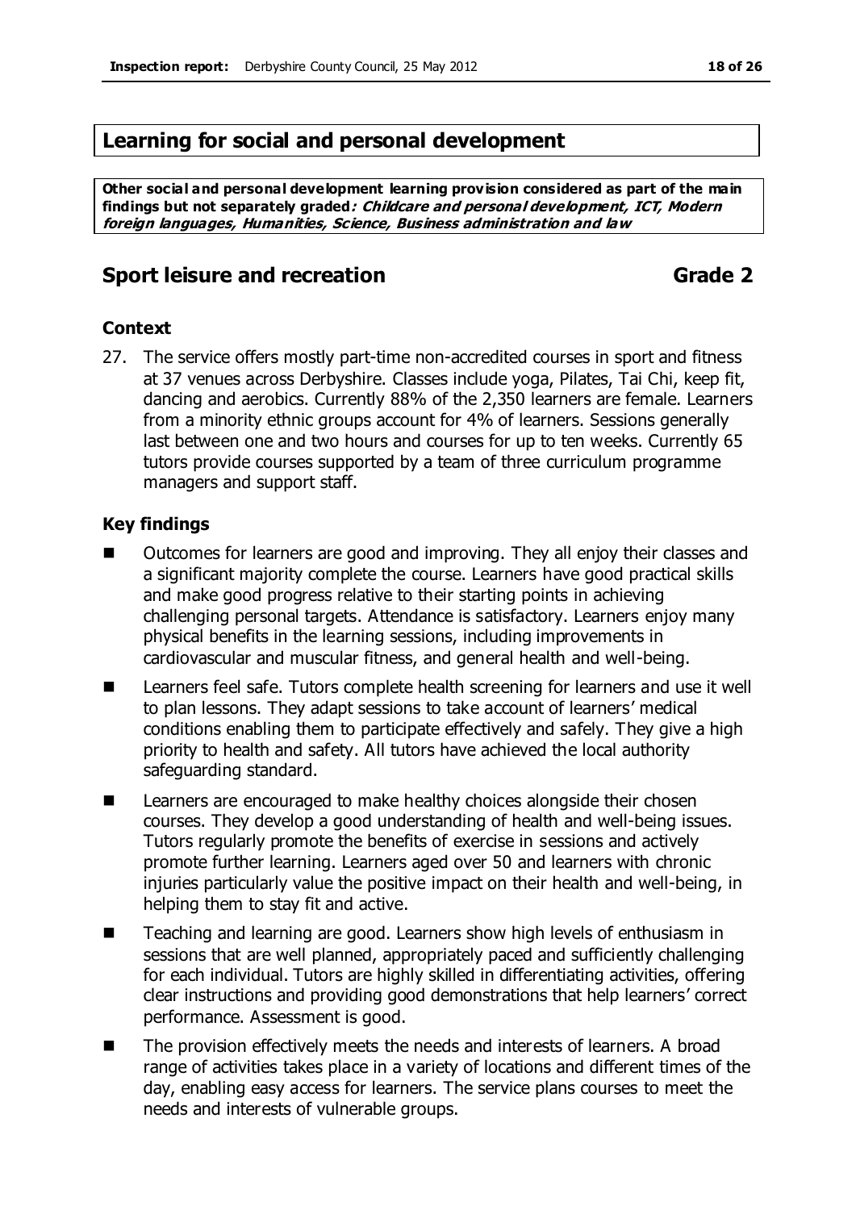## Learning for social and personal development

**Other social and personal development learning provision considered as part of the main findings but not separately graded*: Childcare and personal development, ICT, Modern foreign languages, Humanities, Science, Business administration and law***

## Sport leisure and recreation — Grade 2

### Context

27. The service offers mostly part-time non-accredited courses in sport and fitness at 37 venues across Derbyshire. Classes include yoga, Pilates, Tai Chi, keep fit, dancing and aerobics. Currently 88% of the 2,350 learners are female. Learners from a minority ethnic groups account for 4% of learners. Sessions generally last between one and two hours and courses for up to ten weeks. Currently 65 tutors provide courses supported by a team of three curriculum programme managers and support staff.

### Key findings

- Outcomes for learners are good and improving. They all enjoy their classes and a significant majority complete the course. Learners have good practical skills and make good progress relative to their starting points in achieving challenging personal targets. Attendance is satisfactory. Learners enjoy many physical benefits in the learning sessions, including improvements in cardiovascular and muscular fitness, and general health and well-being.
- Learners feel safe. Tutors complete health screening for learners and use it well to plan lessons. They adapt sessions to take account of learners' medical conditions enabling them to participate effectively and safely. They give a high priority to health and safety. All tutors have achieved the local authority safeguarding standard.
- Learners are encouraged to make healthy choices alongside their chosen courses. They develop a good understanding of health and well-being issues. Tutors regularly promote the benefits of exercise in sessions and actively promote further learning. Learners aged over 50 and learners with chronic injuries particularly value the positive impact on their health and well-being, in helping them to stay fit and active.
- Teaching and learning are good. Learners show high levels of enthusiasm in sessions that are well planned, appropriately paced and sufficiently challenging for each individual. Tutors are highly skilled in differentiating activities, offering clear instructions and providing good demonstrations that help learners' correct performance. Assessment is good.
- The provision effectively meets the needs and interests of learners. A broad range of activities takes place in a variety of locations and different times of the day, enabling easy access for learners. The service plans courses to meet the needs and interests of vulnerable groups.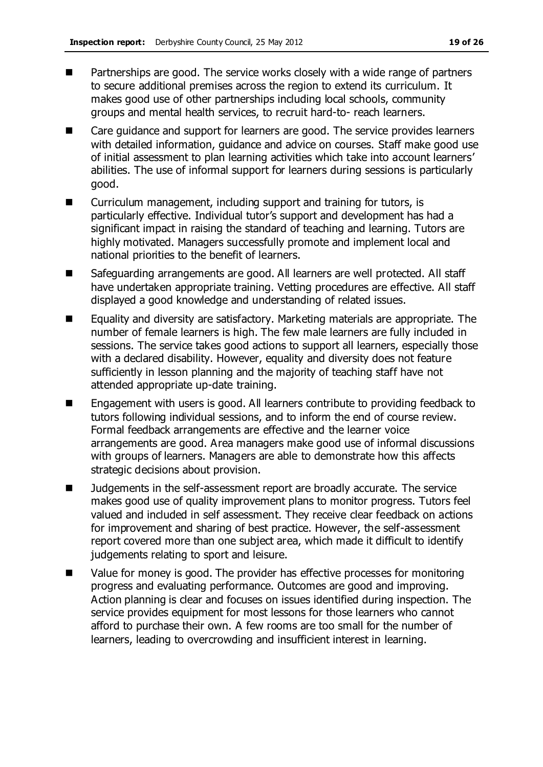- Partnerships are good. The service works closely with a wide range of partners to secure additional premises across the region to extend its curriculum. It makes good use of other partnerships including local schools, community groups and mental health services, to recruit hard-to- reach learners.
- Care guidance and support for learners are good. The service provides learners with detailed information, guidance and advice on courses. Staff make good use of initial assessment to plan learning activities which take into account learners' abilities. The use of informal support for learners during sessions is particularly good.
- Curriculum management, including support and training for tutors, is particularly effective. Individual tutor's support and development has had a significant impact in raising the standard of teaching and learning. Tutors are highly motivated. Managers successfully promote and implement local and national priorities to the benefit of learners.
- Safeguarding arrangements are good. All learners are well protected. All staff have undertaken appropriate training. Vetting procedures are effective. All staff displayed a good knowledge and understanding of related issues.
- Equality and diversity are satisfactory. Marketing materials are appropriate. The number of female learners is high. The few male learners are fully included in sessions. The service takes good actions to support all learners, especially those with a declared disability. However, equality and diversity does not feature sufficiently in lesson planning and the majority of teaching staff have not attended appropriate up-date training.
- Engagement with users is good. All learners contribute to providing feedback to tutors following individual sessions, and to inform the end of course review. Formal feedback arrangements are effective and the learner voice arrangements are good. Area managers make good use of informal discussions with groups of learners. Managers are able to demonstrate how this affects strategic decisions about provision.
- Judgements in the self-assessment report are broadly accurate. The service makes good use of quality improvement plans to monitor progress. Tutors feel valued and included in self assessment. They receive clear feedback on actions for improvement and sharing of best practice. However, the self-assessment report covered more than one subject area, which made it difficult to identify judgements relating to sport and leisure.
- Value for money is good. The provider has effective processes for monitoring progress and evaluating performance. Outcomes are good and improving. Action planning is clear and focuses on issues identified during inspection. The service provides equipment for most lessons for those learners who cannot afford to purchase their own. A few rooms are too small for the number of learners, leading to overcrowding and insufficient interest in learning.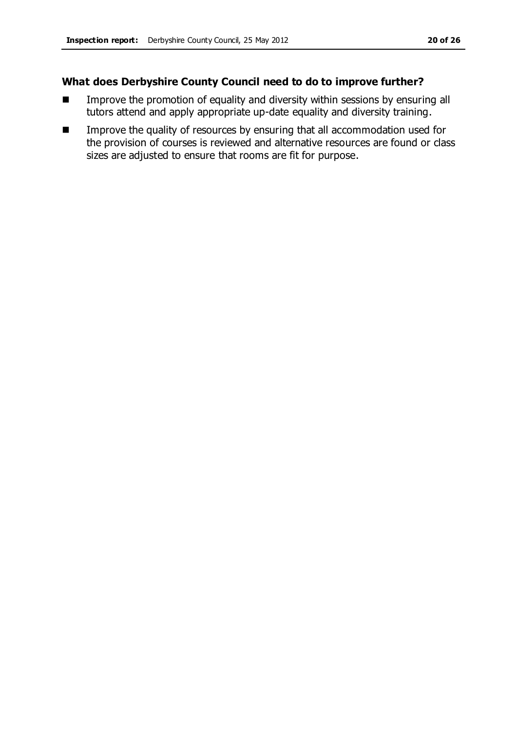### What does Derbyshire County Council need to do to improve further?

- Improve the promotion of equality and diversity within sessions by ensuring all tutors attend and apply appropriate up-date equality and diversity training.
- Improve the quality of resources by ensuring that all accommodation used for the provision of courses is reviewed and alternative resources are found or class sizes are adjusted to ensure that rooms are fit for purpose.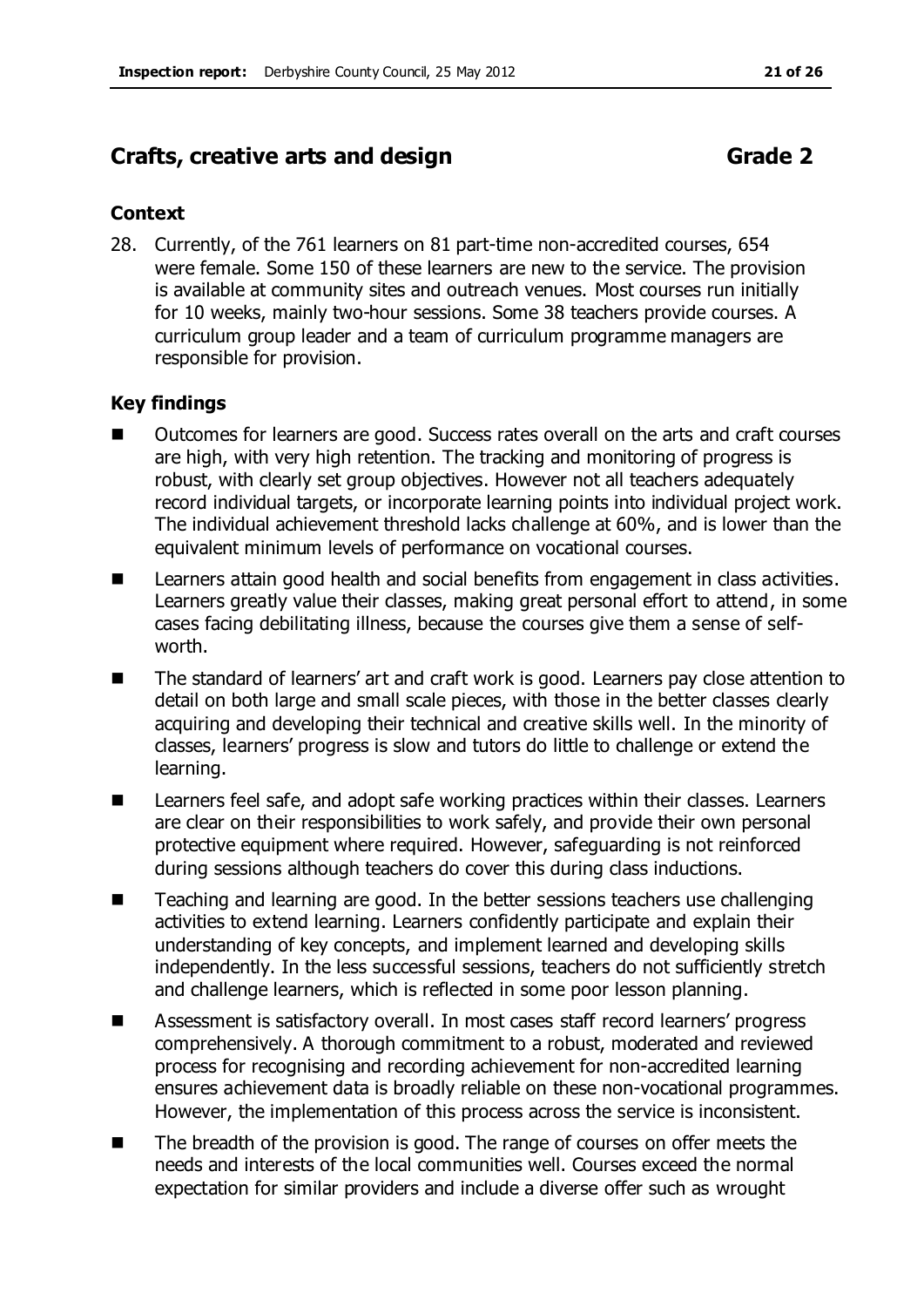## Crafts, creative arts and design Grade 2

### Context

28. Currently, of the 761 learners on 81 part-time non-accredited courses, 654 were female. Some 150 of these learners are new to the service. The provision is available at community sites and outreach venues. Most courses run initially for 10 weeks, mainly two-hour sessions. Some 38 teachers provide courses. A curriculum group leader and a team of curriculum programme managers are responsible for provision.

### Key findings

- Outcomes for learners are good. Success rates overall on the arts and craft courses are high, with very high retention. The tracking and monitoring of progress is robust, with clearly set group objectives. However not all teachers adequately record individual targets, or incorporate learning points into individual project work. The individual achievement threshold lacks challenge at 60%, and is lower than the equivalent minimum levels of performance on vocational courses.
- Learners attain good health and social benefits from engagement in class activities. Learners greatly value their classes, making great personal effort to attend, in some cases facing debilitating illness, because the courses give them a sense of self-worth.
- The standard of learners' art and craft work is good. Learners pay close attention to detail on both large and small scale pieces, with those in the better classes clearly acquiring and developing their technical and creative skills well. In the minority of classes, learners' progress is slow and tutors do little to challenge or extend the learning.
- Learners feel safe, and adopt safe working practices within their classes. Learners are clear on their responsibilities to work safely, and provide their own personal protective equipment where required. However, safeguarding is not reinforced during sessions although teachers do cover this during class inductions.
- Teaching and learning are good. In the better sessions teachers use challenging activities to extend learning. Learners confidently participate and explain their understanding of key concepts, and implement learned and developing skills independently. In the less successful sessions, teachers do not sufficiently stretch and challenge learners, which is reflected in some poor lesson planning.
- Assessment is satisfactory overall. In most cases staff record learners' progress comprehensively. A thorough commitment to a robust, moderated and reviewed process for recognising and recording achievement for non-accredited learning ensures achievement data is broadly reliable on these non-vocational programmes. However, the implementation of this process across the service is inconsistent.
- The breadth of the provision is good. The range of courses on offer meets the needs and interests of the local communities well. Courses exceed the normal expectation for similar providers and include a diverse offer such as wrought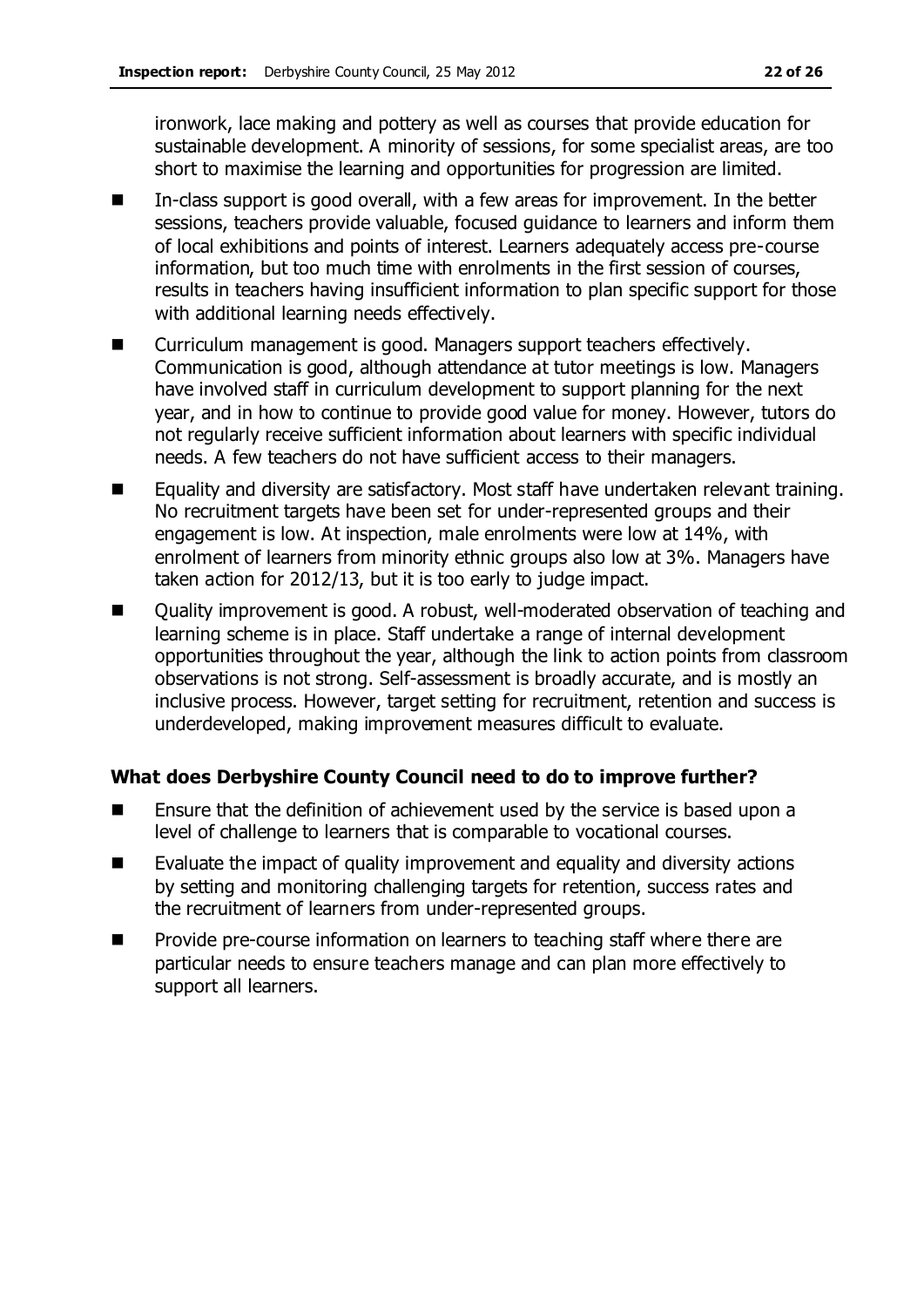ironwork, lace making and pottery as well as courses that provide education for sustainable development. A minority of sessions, for some specialist areas, are too short to maximise the learning and opportunities for progression are limited.

- In-class support is good overall, with a few areas for improvement. In the better sessions, teachers provide valuable, focused guidance to learners and inform them of local exhibitions and points of interest. Learners adequately access pre-course information, but too much time with enrolments in the first session of courses, results in teachers having insufficient information to plan specific support for those with additional learning needs effectively.
- Curriculum management is good. Managers support teachers effectively. Communication is good, although attendance at tutor meetings is low. Managers have involved staff in curriculum development to support planning for the next year, and in how to continue to provide good value for money. However, tutors do not regularly receive sufficient information about learners with specific individual needs. A few teachers do not have sufficient access to their managers.
- Equality and diversity are satisfactory. Most staff have undertaken relevant training. No recruitment targets have been set for under-represented groups and their engagement is low. At inspection, male enrolments were low at 14%, with enrolment of learners from minority ethnic groups also low at 3%. Managers have taken action for 2012/13, but it is too early to judge impact.
- Quality improvement is good. A robust, well-moderated observation of teaching and learning scheme is in place. Staff undertake a range of internal development opportunities throughout the year, although the link to action points from classroom observations is not strong. Self-assessment is broadly accurate, and is mostly an inclusive process. However, target setting for recruitment, retention and success is underdeveloped, making improvement measures difficult to evaluate.

### What does Derbyshire County Council need to do to improve further?

- Ensure that the definition of achievement used by the service is based upon a level of challenge to learners that is comparable to vocational courses.
- Evaluate the impact of quality improvement and equality and diversity actions by setting and monitoring challenging targets for retention, success rates and the recruitment of learners from under-represented groups.
- Provide pre-course information on learners to teaching staff where there are particular needs to ensure teachers manage and can plan more effectively to support all learners.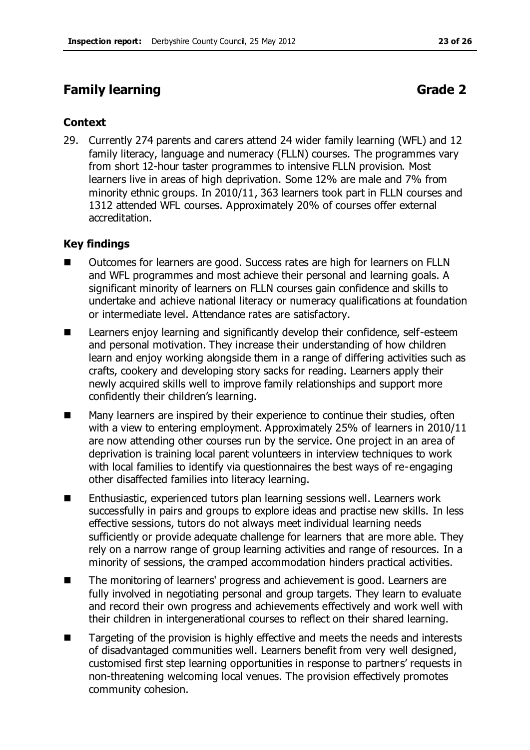## Family learning Grade 2

### Context

29. Currently 274 parents and carers attend 24 wider family learning (WFL) and 12 family literacy, language and numeracy (FLLN) courses. The programmes vary from short 12-hour taster programmes to intensive FLLN provision. Most learners live in areas of high deprivation. Some 12% are male and 7% from minority ethnic groups. In 2010/11, 363 learners took part in FLLN courses and 1312 attended WFL courses. Approximately 20% of courses offer external accreditation.

### Key findings

- Outcomes for learners are good. Success rates are high for learners on FLLN and WFL programmes and most achieve their personal and learning goals. A significant minority of learners on FLLN courses gain confidence and skills to undertake and achieve national literacy or numeracy qualifications at foundation or intermediate level. Attendance rates are satisfactory.
- Learners enjoy learning and significantly develop their confidence, self-esteem and personal motivation. They increase their understanding of how children learn and enjoy working alongside them in a range of differing activities such as crafts, cookery and developing story sacks for reading. Learners apply their newly acquired skills well to improve family relationships and support more confidently their children's learning.
- Many learners are inspired by their experience to continue their studies, often with a view to entering employment. Approximately 25% of learners in 2010/11 are now attending other courses run by the service. One project in an area of deprivation is training local parent volunteers in interview techniques to work with local families to identify via questionnaires the best ways of re-engaging other disaffected families into literacy learning.
- Enthusiastic, experienced tutors plan learning sessions well. Learners work successfully in pairs and groups to explore ideas and practise new skills. In less effective sessions, tutors do not always meet individual learning needs sufficiently or provide adequate challenge for learners that are more able. They rely on a narrow range of group learning activities and range of resources. In a minority of sessions, the cramped accommodation hinders practical activities.
- The monitoring of learners' progress and achievement is good. Learners are fully involved in negotiating personal and group targets. They learn to evaluate and record their own progress and achievements effectively and work well with their children in intergenerational courses to reflect on their shared learning.
- Targeting of the provision is highly effective and meets the needs and interests of disadvantaged communities well. Learners benefit from very well designed, customised first step learning opportunities in response to partners' requests in non-threatening welcoming local venues. The provision effectively promotes community cohesion.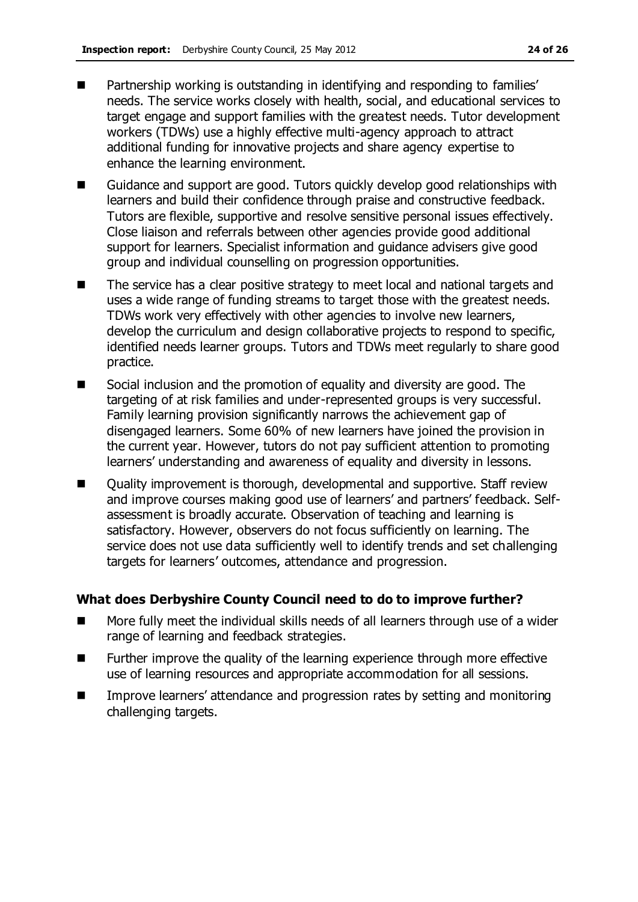- Partnership working is outstanding in identifying and responding to families' needs. The service works closely with health, social, and educational services to target engage and support families with the greatest needs. Tutor development workers (TDWs) use a highly effective multi-agency approach to attract additional funding for innovative projects and share agency expertise to enhance the learning environment.
- Guidance and support are good. Tutors quickly develop good relationships with learners and build their confidence through praise and constructive feedback. Tutors are flexible, supportive and resolve sensitive personal issues effectively. Close liaison and referrals between other agencies provide good additional support for learners. Specialist information and guidance advisers give good group and individual counselling on progression opportunities.
- The service has a clear positive strategy to meet local and national targets and uses a wide range of funding streams to target those with the greatest needs. TDWs work very effectively with other agencies to involve new learners, develop the curriculum and design collaborative projects to respond to specific, identified needs learner groups. Tutors and TDWs meet regularly to share good practice.
- Social inclusion and the promotion of equality and diversity are good. The targeting of at risk families and under-represented groups is very successful. Family learning provision significantly narrows the achievement gap of disengaged learners. Some 60% of new learners have joined the provision in the current year. However, tutors do not pay sufficient attention to promoting learners' understanding and awareness of equality and diversity in lessons.
- Quality improvement is thorough, developmental and supportive. Staff review and improve courses making good use of learners' and partners' feedback. Self-assessment is broadly accurate. Observation of teaching and learning is satisfactory. However, observers do not focus sufficiently on learning. The service does not use data sufficiently well to identify trends and set challenging targets for learners' outcomes, attendance and progression.

### What does Derbyshire County Council need to do to improve further?

- More fully meet the individual skills needs of all learners through use of a wider range of learning and feedback strategies.
- Further improve the quality of the learning experience through more effective use of learning resources and appropriate accommodation for all sessions.
- Improve learners' attendance and progression rates by setting and monitoring challenging targets.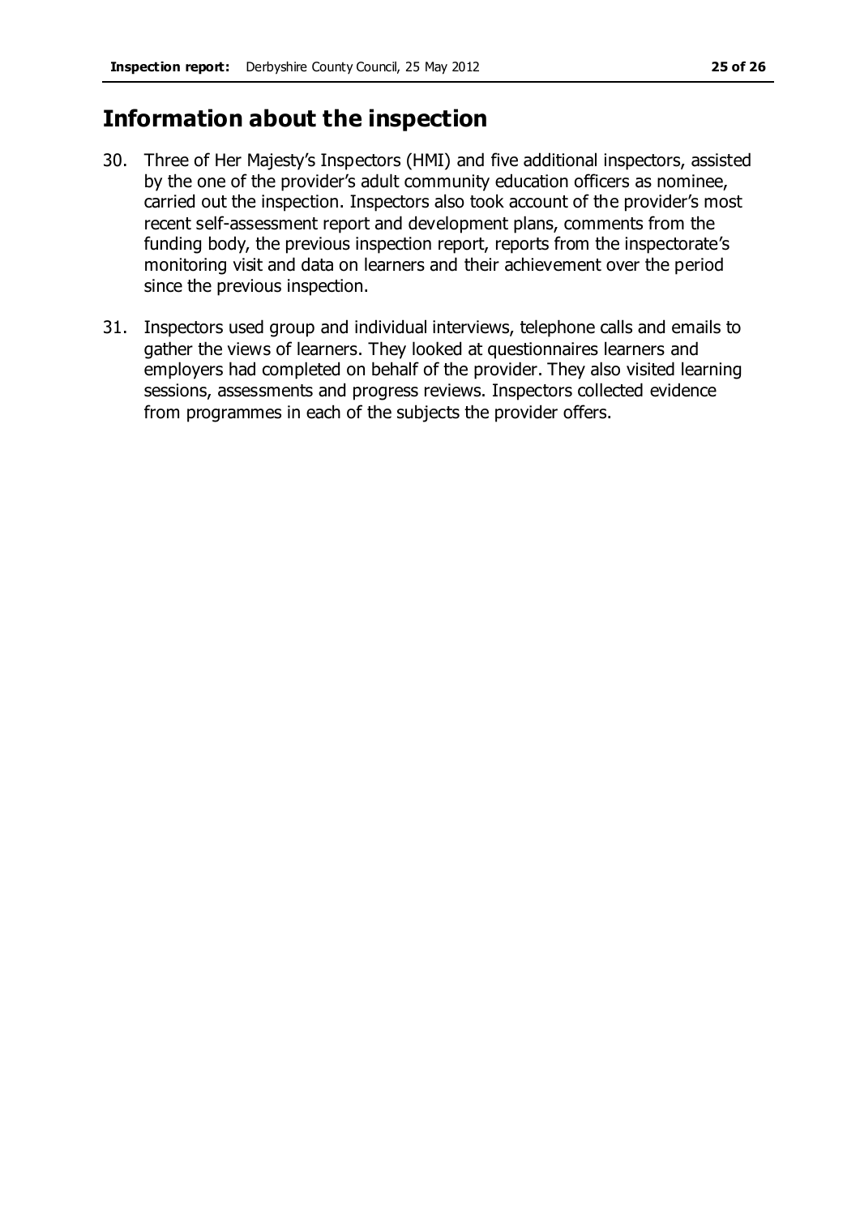## Information about the inspection

30. Three of Her Majesty's Inspectors (HMI) and five additional inspectors, assisted by the one of the provider's adult community education officers as nominee, carried out the inspection. Inspectors also took account of the provider's most recent self-assessment report and development plans, comments from the funding body, the previous inspection report, reports from the inspectorate's monitoring visit and data on learners and their achievement over the period since the previous inspection.

31. Inspectors used group and individual interviews, telephone calls and emails to gather the views of learners. They looked at questionnaires learners and employers had completed on behalf of the provider. They also visited learning sessions, assessments and progress reviews. Inspectors collected evidence from programmes in each of the subjects the provider offers.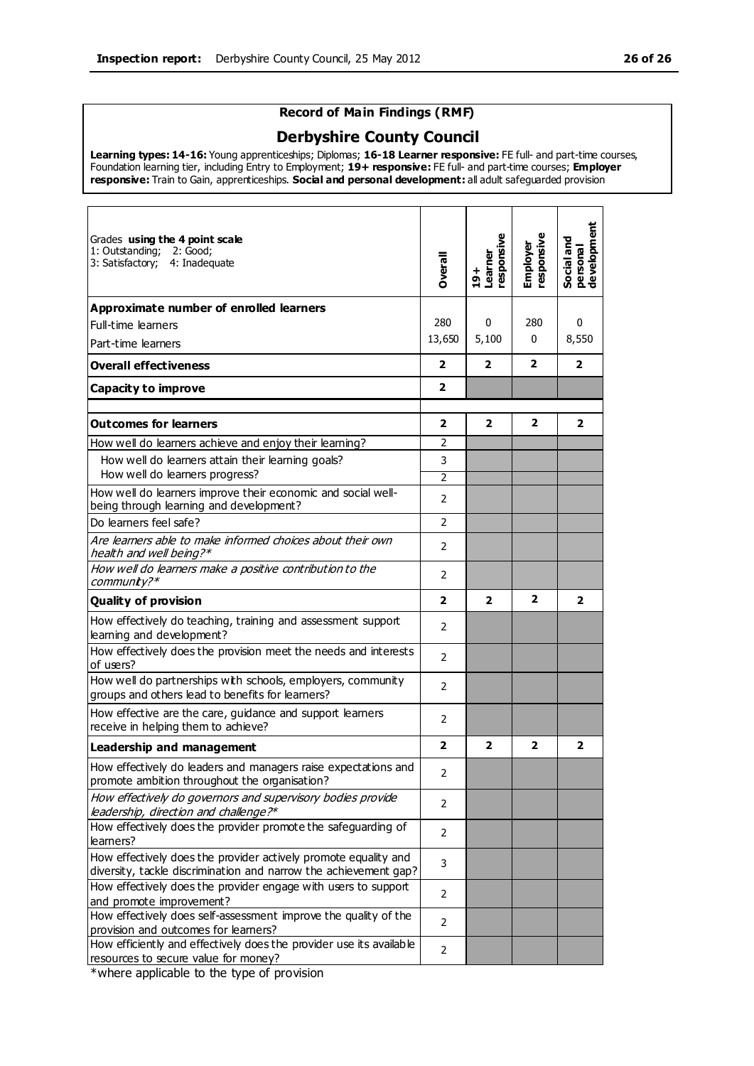## Record of Main Findings (RMF)

# Derbyshire County Council

**Learning types: 14-16:** Young apprenticeships; Diplomas; **16-18 Learner responsive:** FE full- and part-time courses, Foundation learning tier, including Entry to Employment; **19+ responsive:** FE full- and part-time courses; **Employer responsive:** Train to Gain, apprenticeships. **Social and personal development:** all adult safeguarded provision

| Grades **using the 4 point scale** 1: Outstanding; 2: Good; 3: Satisfactory; 4: Inadequate | Overall | 19+ Learner responsive | Employer responsive | Social and personal development |
|---|---|---|---|---|
| **Approximate number of enrolled learners** | | | | |
| Full-time learners | 280 | 0 | 280 | 0 |
| Part-time learners | 13,650 | 5,100 | 0 | 8,550 |
| **Overall effectiveness** | **2** | **2** | **2** | **2** |
| **Capacity to improve** | **2** | | | |
| **Outcomes for learners** | **2** | **2** | **2** | **2** |
| How well do learners achieve and enjoy their learning? | 2 | | | |
| How well do learners attain their learning goals? | 3 | | | |
| How well do learners progress? | 2 | | | |
| How well do learners improve their economic and social well-being through learning and development? | 2 | | | |
| Do learners feel safe? | 2 | | | |
| *Are learners able to make informed choices about their own health and well being?** | 2 | | | |
| *How well do learners make a positive contribution to the community?** | 2 | | | |
| **Quality of provision** | **2** | **2** | **2** | **2** |
| How effectively do teaching, training and assessment support learning and development? | 2 | | | |
| How effectively does the provision meet the needs and interests of users? | 2 | | | |
| How well do partnerships with schools, employers, community groups and others lead to benefits for learners? | 2 | | | |
| How effective are the care, guidance and support learners receive in helping them to achieve? | 2 | | | |
| **Leadership and management** | **2** | **2** | **2** | **2** |
| How effectively do leaders and managers raise expectations and promote ambition throughout the organisation? | 2 | | | |
| *How effectively do governors and supervisory bodies provide leadership, direction and challenge?** | 2 | | | |
| How effectively does the provider promote the safeguarding of learners? | 2 | | | |
| How effectively does the provider actively promote equality and diversity, tackle discrimination and narrow the achievement gap? | 3 | | | |
| How effectively does the provider engage with users to support and promote improvement? | 2 | | | |
| How effectively does self-assessment improve the quality of the provision and outcomes for learners? | 2 | | | |
| How efficiently and effectively does the provider use its available resources to secure value for money? | 2 | | | |

*where applicable to the type of provision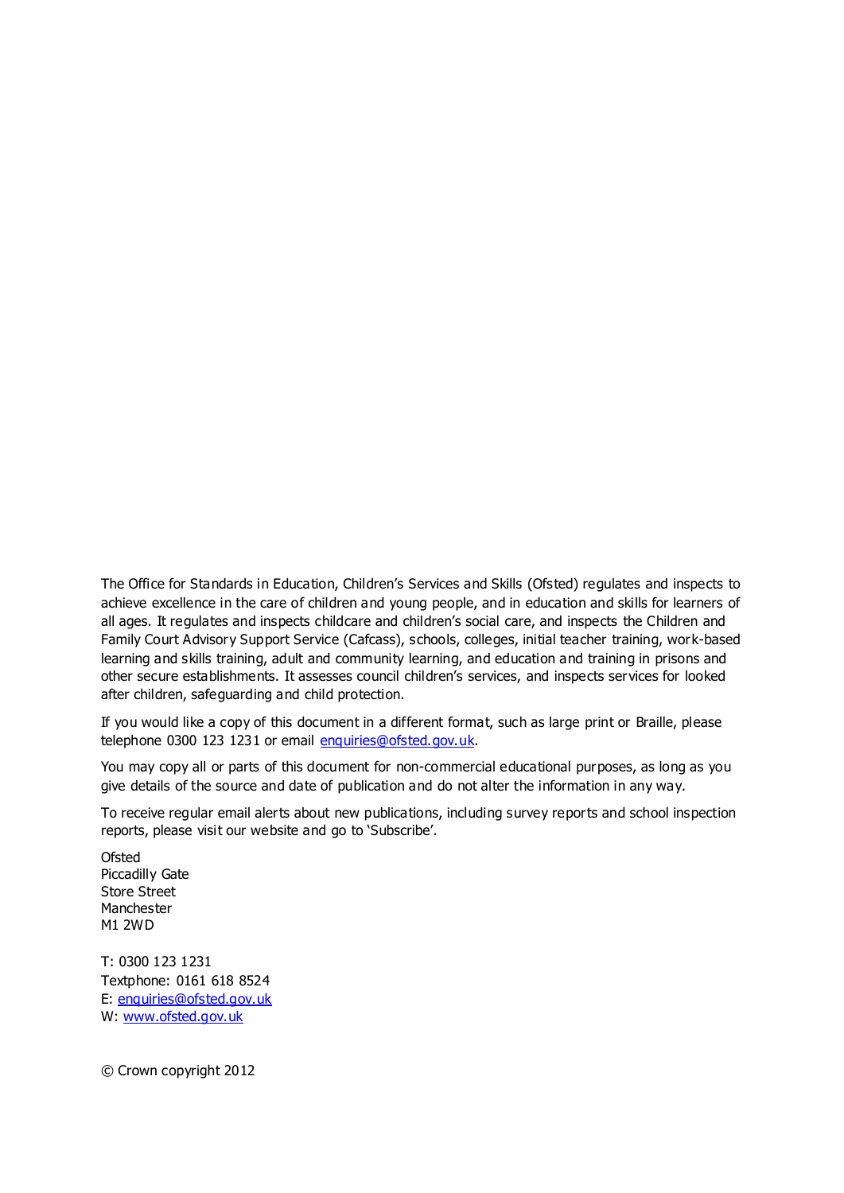The Office for Standards in Education, Children's Services and Skills (Ofsted) regulates and inspects to achieve excellence in the care of children and young people, and in education and skills for learners of all ages. It regulates and inspects childcare and children's social care, and inspects the Children and Family Court Advisory Support Service (Cafcass), schools, colleges, initial teacher training, work-based learning and skills training, adult and community learning, and education and training in prisons and other secure establishments. It assesses council children's services, and inspects services for looked after children, safeguarding and child protection.

If you would like a copy of this document in a different format, such as large print or Braille, please telephone 0300 123 1231 or email enquiries@ofsted.gov.uk.

You may copy all or parts of this document for non-commercial educational purposes, as long as you give details of the source and date of publication and do not alter the information in any way.

To receive regular email alerts about new publications, including survey reports and school inspection reports, please visit our website and go to 'Subscribe'.

Ofsted  
Piccadilly Gate  
Store Street  
Manchester  
M1 2WD

T: 0300 123 1231  
Textphone: 0161 618 8524  
E: enquiries@ofsted.gov.uk  
W: www.ofsted.gov.uk

© Crown copyright 2012